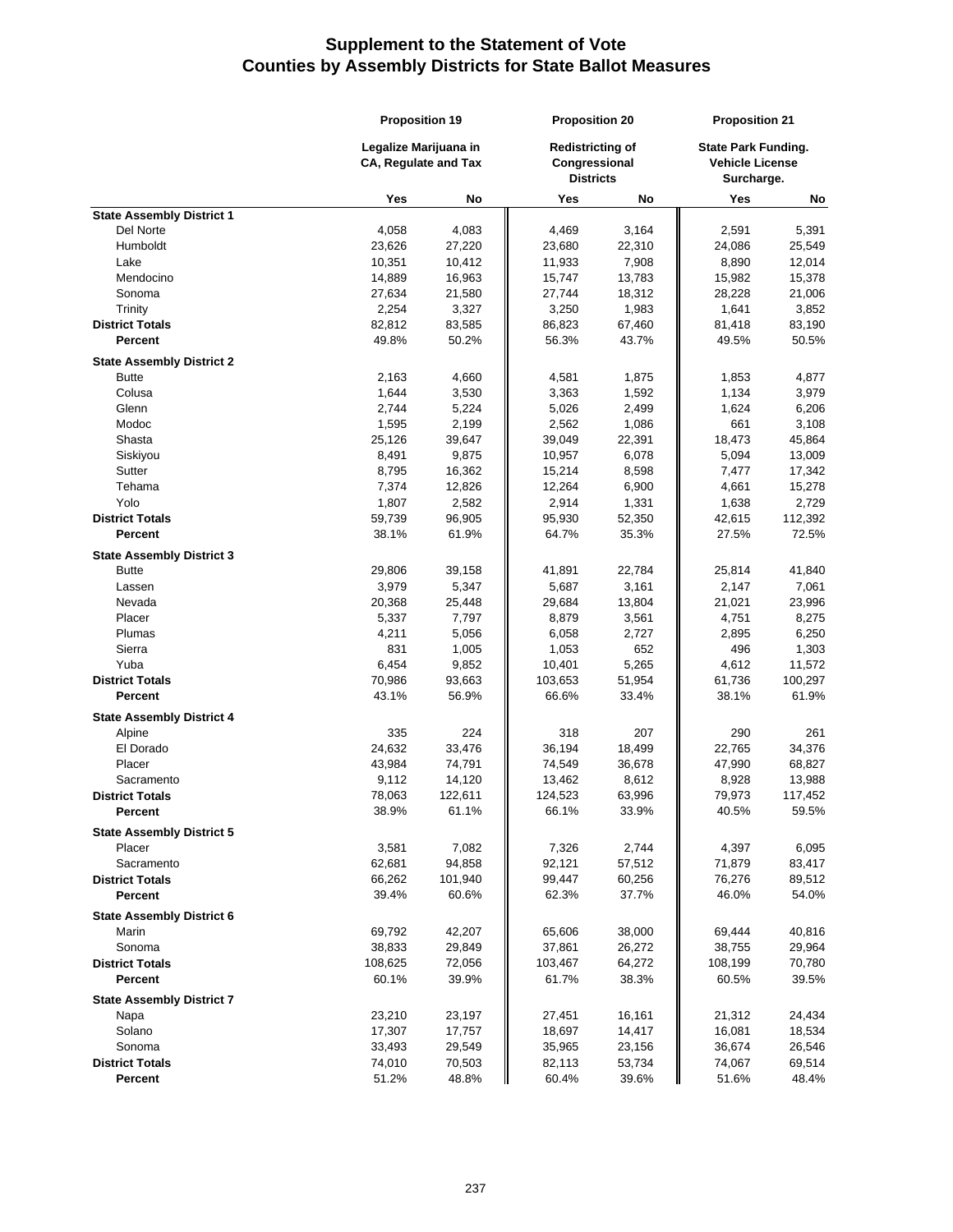# Supplement to the Statement of Vote
# Counties by Assembly Districts for State Ballot Measures

| | Proposition 19 | | Proposition 20 | | Proposition 21 | |
|---|---|---|---|---|---|---|
| | Legalize Marijuana in CA, Regulate and Tax | | Redistricting of Congressional Districts | | State Park Funding. Vehicle License Surcharge. | |
| | Yes | No | Yes | No | Yes | No |
| **State Assembly District 1** | | | | | | |
| Del Norte | 4,058 | 4,083 | 4,469 | 3,164 | 2,591 | 5,391 |
| Humboldt | 23,626 | 27,220 | 23,680 | 22,310 | 24,086 | 25,549 |
| Lake | 10,351 | 10,412 | 11,933 | 7,908 | 8,890 | 12,014 |
| Mendocino | 14,889 | 16,963 | 15,747 | 13,783 | 15,982 | 15,378 |
| Sonoma | 27,634 | 21,580 | 27,744 | 18,312 | 28,228 | 21,006 |
| Trinity | 2,254 | 3,327 | 3,250 | 1,983 | 1,641 | 3,852 |
| **District Totals** | 82,812 | 83,585 | 86,823 | 67,460 | 81,418 | 83,190 |
| **Percent** | 49.8% | 50.2% | 56.3% | 43.7% | 49.5% | 50.5% |
| **State Assembly District 2** | | | | | | |
| Butte | 2,163 | 4,660 | 4,581 | 1,875 | 1,853 | 4,877 |
| Colusa | 1,644 | 3,530 | 3,363 | 1,592 | 1,134 | 3,979 |
| Glenn | 2,744 | 5,224 | 5,026 | 2,499 | 1,624 | 6,206 |
| Modoc | 1,595 | 2,199 | 2,562 | 1,086 | 661 | 3,108 |
| Shasta | 25,126 | 39,647 | 39,049 | 22,391 | 18,473 | 45,864 |
| Siskiyou | 8,491 | 9,875 | 10,957 | 6,078 | 5,094 | 13,009 |
| Sutter | 8,795 | 16,362 | 15,214 | 8,598 | 7,477 | 17,342 |
| Tehama | 7,374 | 12,826 | 12,264 | 6,900 | 4,661 | 15,278 |
| Yolo | 1,807 | 2,582 | 2,914 | 1,331 | 1,638 | 2,729 |
| **District Totals** | 59,739 | 96,905 | 95,930 | 52,350 | 42,615 | 112,392 |
| **Percent** | 38.1% | 61.9% | 64.7% | 35.3% | 27.5% | 72.5% |
| **State Assembly District 3** | | | | | | |
| Butte | 29,806 | 39,158 | 41,891 | 22,784 | 25,814 | 41,840 |
| Lassen | 3,979 | 5,347 | 5,687 | 3,161 | 2,147 | 7,061 |
| Nevada | 20,368 | 25,448 | 29,684 | 13,804 | 21,021 | 23,996 |
| Placer | 5,337 | 7,797 | 8,879 | 3,561 | 4,751 | 8,275 |
| Plumas | 4,211 | 5,056 | 6,058 | 2,727 | 2,895 | 6,250 |
| Sierra | 831 | 1,005 | 1,053 | 652 | 496 | 1,303 |
| Yuba | 6,454 | 9,852 | 10,401 | 5,265 | 4,612 | 11,572 |
| **District Totals** | 70,986 | 93,663 | 103,653 | 51,954 | 61,736 | 100,297 |
| **Percent** | 43.1% | 56.9% | 66.6% | 33.4% | 38.1% | 61.9% |
| **State Assembly District 4** | | | | | | |
| Alpine | 335 | 224 | 318 | 207 | 290 | 261 |
| El Dorado | 24,632 | 33,476 | 36,194 | 18,499 | 22,765 | 34,376 |
| Placer | 43,984 | 74,791 | 74,549 | 36,678 | 47,990 | 68,827 |
| Sacramento | 9,112 | 14,120 | 13,462 | 8,612 | 8,928 | 13,988 |
| **District Totals** | 78,063 | 122,611 | 124,523 | 63,996 | 79,973 | 117,452 |
| **Percent** | 38.9% | 61.1% | 66.1% | 33.9% | 40.5% | 59.5% |
| **State Assembly District 5** | | | | | | |
| Placer | 3,581 | 7,082 | 7,326 | 2,744 | 4,397 | 6,095 |
| Sacramento | 62,681 | 94,858 | 92,121 | 57,512 | 71,879 | 83,417 |
| **District Totals** | 66,262 | 101,940 | 99,447 | 60,256 | 76,276 | 89,512 |
| **Percent** | 39.4% | 60.6% | 62.3% | 37.7% | 46.0% | 54.0% |
| **State Assembly District 6** | | | | | | |
| Marin | 69,792 | 42,207 | 65,606 | 38,000 | 69,444 | 40,816 |
| Sonoma | 38,833 | 29,849 | 37,861 | 26,272 | 38,755 | 29,964 |
| **District Totals** | 108,625 | 72,056 | 103,467 | 64,272 | 108,199 | 70,780 |
| **Percent** | 60.1% | 39.9% | 61.7% | 38.3% | 60.5% | 39.5% |
| **State Assembly District 7** | | | | | | |
| Napa | 23,210 | 23,197 | 27,451 | 16,161 | 21,312 | 24,434 |
| Solano | 17,307 | 17,757 | 18,697 | 14,417 | 16,081 | 18,534 |
| Sonoma | 33,493 | 29,549 | 35,965 | 23,156 | 36,674 | 26,546 |
| **District Totals** | 74,010 | 70,503 | 82,113 | 53,734 | 74,067 | 69,514 |
| **Percent** | 51.2% | 48.8% | 60.4% | 39.6% | 51.6% | 48.4% |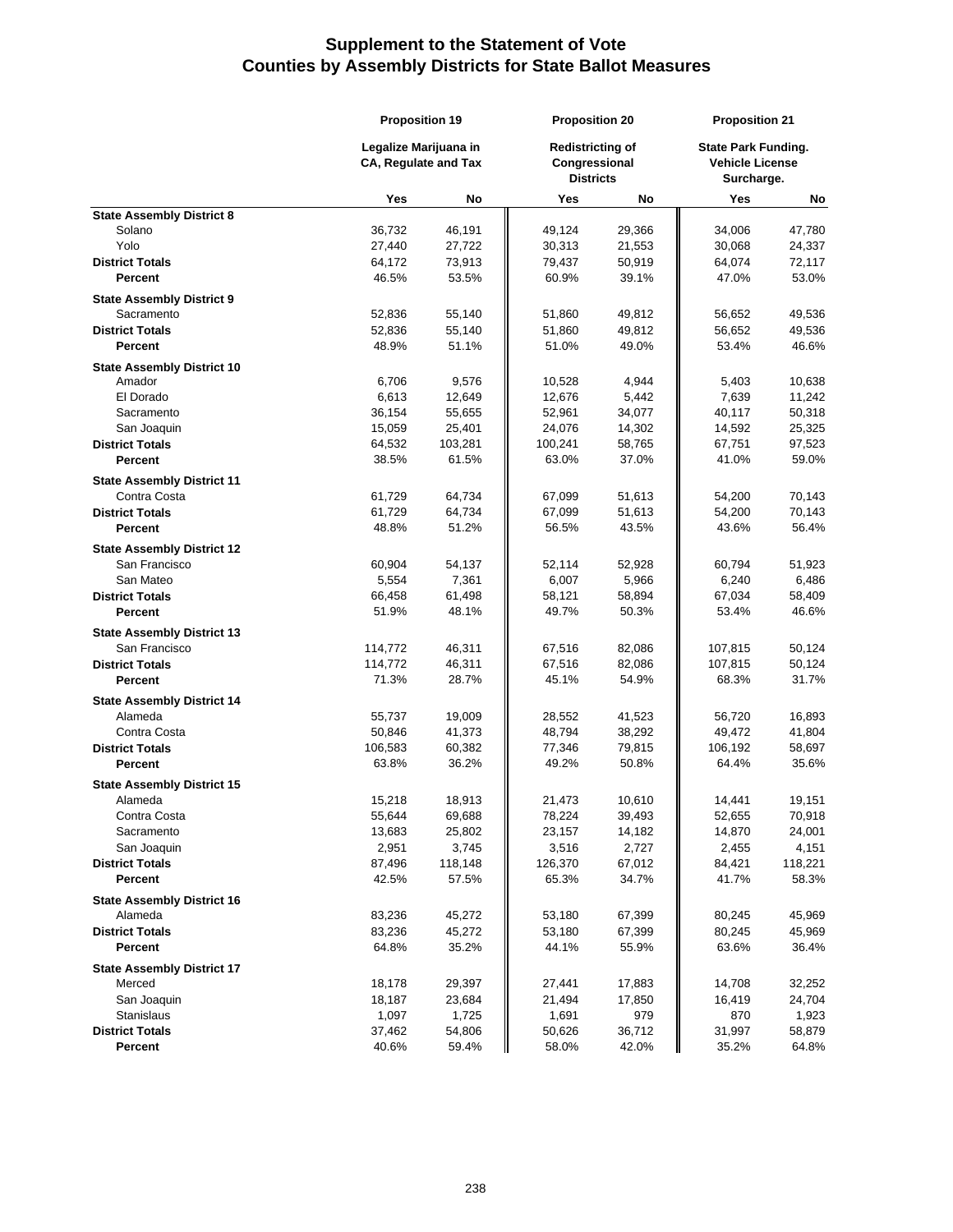# Supplement to the Statement of Vote
## Counties by Assembly Districts for State Ballot Measures

| | Proposition 19 | | Proposition 20 | | Proposition 21 | |
|---|---|---|---|---|---|---|
| | Legalize Marijuana in CA, Regulate and Tax | | Redistricting of Congressional Districts | | State Park Funding. Vehicle License Surcharge. | |
| | Yes | No | Yes | No | Yes | No |
| **State Assembly District 8** | | | | | | |
| Solano | 36,732 | 46,191 | 49,124 | 29,366 | 34,006 | 47,780 |
| Yolo | 27,440 | 27,722 | 30,313 | 21,553 | 30,068 | 24,337 |
| **District Totals** | 64,172 | 73,913 | 79,437 | 50,919 | 64,074 | 72,117 |
| **Percent** | 46.5% | 53.5% | 60.9% | 39.1% | 47.0% | 53.0% |
| **State Assembly District 9** | | | | | | |
| Sacramento | 52,836 | 55,140 | 51,860 | 49,812 | 56,652 | 49,536 |
| **District Totals** | 52,836 | 55,140 | 51,860 | 49,812 | 56,652 | 49,536 |
| **Percent** | 48.9% | 51.1% | 51.0% | 49.0% | 53.4% | 46.6% |
| **State Assembly District 10** | | | | | | |
| Amador | 6,706 | 9,576 | 10,528 | 4,944 | 5,403 | 10,638 |
| El Dorado | 6,613 | 12,649 | 12,676 | 5,442 | 7,639 | 11,242 |
| Sacramento | 36,154 | 55,655 | 52,961 | 34,077 | 40,117 | 50,318 |
| San Joaquin | 15,059 | 25,401 | 24,076 | 14,302 | 14,592 | 25,325 |
| **District Totals** | 64,532 | 103,281 | 100,241 | 58,765 | 67,751 | 97,523 |
| **Percent** | 38.5% | 61.5% | 63.0% | 37.0% | 41.0% | 59.0% |
| **State Assembly District 11** | | | | | | |
| Contra Costa | 61,729 | 64,734 | 67,099 | 51,613 | 54,200 | 70,143 |
| **District Totals** | 61,729 | 64,734 | 67,099 | 51,613 | 54,200 | 70,143 |
| **Percent** | 48.8% | 51.2% | 56.5% | 43.5% | 43.6% | 56.4% |
| **State Assembly District 12** | | | | | | |
| San Francisco | 60,904 | 54,137 | 52,114 | 52,928 | 60,794 | 51,923 |
| San Mateo | 5,554 | 7,361 | 6,007 | 5,966 | 6,240 | 6,486 |
| **District Totals** | 66,458 | 61,498 | 58,121 | 58,894 | 67,034 | 58,409 |
| **Percent** | 51.9% | 48.1% | 49.7% | 50.3% | 53.4% | 46.6% |
| **State Assembly District 13** | | | | | | |
| San Francisco | 114,772 | 46,311 | 67,516 | 82,086 | 107,815 | 50,124 |
| **District Totals** | 114,772 | 46,311 | 67,516 | 82,086 | 107,815 | 50,124 |
| **Percent** | 71.3% | 28.7% | 45.1% | 54.9% | 68.3% | 31.7% |
| **State Assembly District 14** | | | | | | |
| Alameda | 55,737 | 19,009 | 28,552 | 41,523 | 56,720 | 16,893 |
| Contra Costa | 50,846 | 41,373 | 48,794 | 38,292 | 49,472 | 41,804 |
| **District Totals** | 106,583 | 60,382 | 77,346 | 79,815 | 106,192 | 58,697 |
| **Percent** | 63.8% | 36.2% | 49.2% | 50.8% | 64.4% | 35.6% |
| **State Assembly District 15** | | | | | | |
| Alameda | 15,218 | 18,913 | 21,473 | 10,610 | 14,441 | 19,151 |
| Contra Costa | 55,644 | 69,688 | 78,224 | 39,493 | 52,655 | 70,918 |
| Sacramento | 13,683 | 25,802 | 23,157 | 14,182 | 14,870 | 24,001 |
| San Joaquin | 2,951 | 3,745 | 3,516 | 2,727 | 2,455 | 4,151 |
| **District Totals** | 87,496 | 118,148 | 126,370 | 67,012 | 84,421 | 118,221 |
| **Percent** | 42.5% | 57.5% | 65.3% | 34.7% | 41.7% | 58.3% |
| **State Assembly District 16** | | | | | | |
| Alameda | 83,236 | 45,272 | 53,180 | 67,399 | 80,245 | 45,969 |
| **District Totals** | 83,236 | 45,272 | 53,180 | 67,399 | 80,245 | 45,969 |
| **Percent** | 64.8% | 35.2% | 44.1% | 55.9% | 63.6% | 36.4% |
| **State Assembly District 17** | | | | | | |
| Merced | 18,178 | 29,397 | 27,441 | 17,883 | 14,708 | 32,252 |
| San Joaquin | 18,187 | 23,684 | 21,494 | 17,850 | 16,419 | 24,704 |
| Stanislaus | 1,097 | 1,725 | 1,691 | 979 | 870 | 1,923 |
| **District Totals** | 37,462 | 54,806 | 50,626 | 36,712 | 31,997 | 58,879 |
| **Percent** | 40.6% | 59.4% | 58.0% | 42.0% | 35.2% | 64.8% |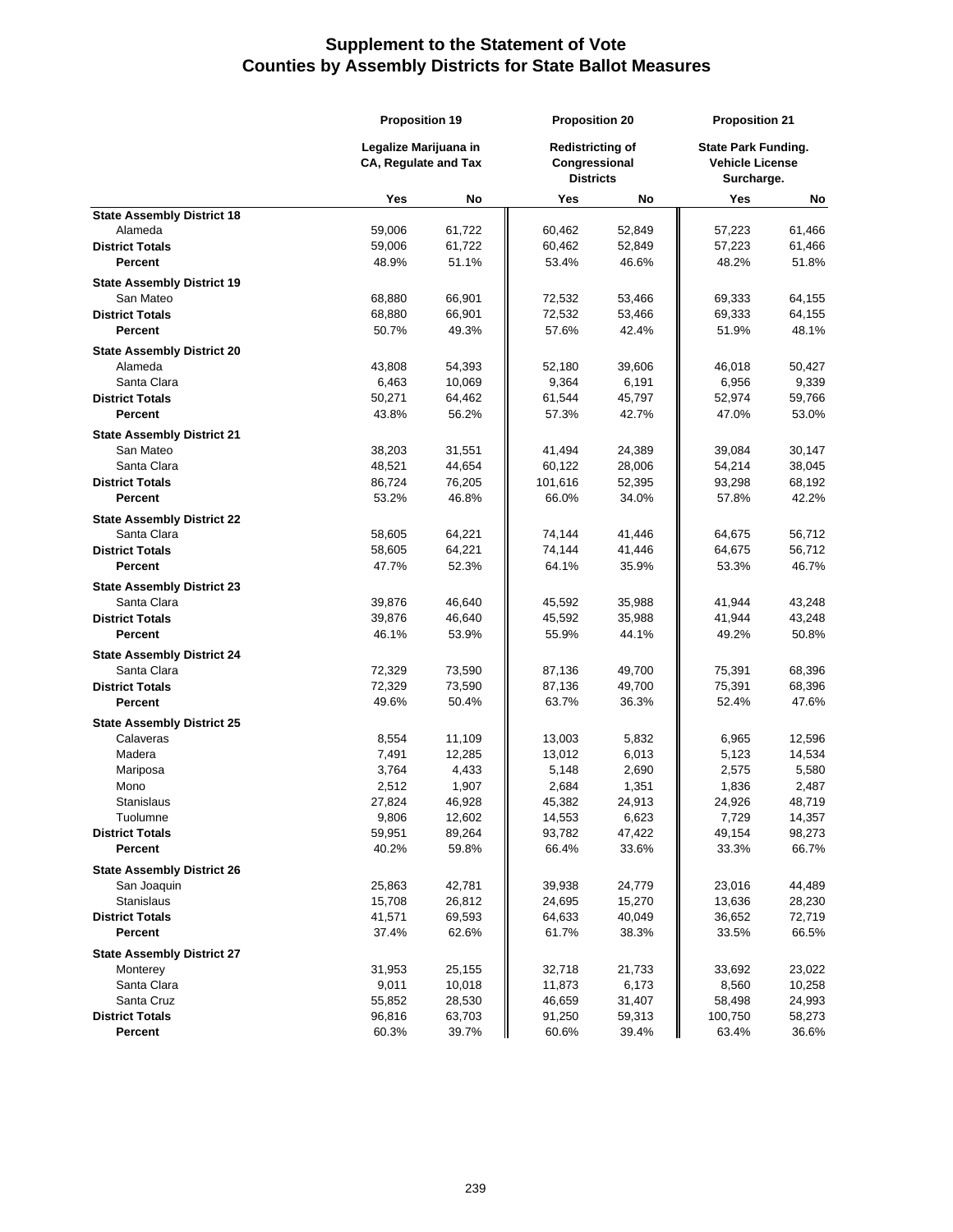# Supplement to the Statement of Vote
## Counties by Assembly Districts for State Ballot Measures

| | Proposition 19 | | Proposition 20 | | Proposition 21 | |
|---|---|---|---|---|---|---|
| | Legalize Marijuana in CA, Regulate and Tax | | Redistricting of Congressional Districts | | State Park Funding. Vehicle License Surcharge. | |
| | Yes | No | Yes | No | Yes | No |
| **State Assembly District 18** | | | | | | |
| Alameda | 59,006 | 61,722 | 60,462 | 52,849 | 57,223 | 61,466 |
| **District Totals** | 59,006 | 61,722 | 60,462 | 52,849 | 57,223 | 61,466 |
| **Percent** | 48.9% | 51.1% | 53.4% | 46.6% | 48.2% | 51.8% |
| **State Assembly District 19** | | | | | | |
| San Mateo | 68,880 | 66,901 | 72,532 | 53,466 | 69,333 | 64,155 |
| **District Totals** | 68,880 | 66,901 | 72,532 | 53,466 | 69,333 | 64,155 |
| **Percent** | 50.7% | 49.3% | 57.6% | 42.4% | 51.9% | 48.1% |
| **State Assembly District 20** | | | | | | |
| Alameda | 43,808 | 54,393 | 52,180 | 39,606 | 46,018 | 50,427 |
| Santa Clara | 6,463 | 10,069 | 9,364 | 6,191 | 6,956 | 9,339 |
| **District Totals** | 50,271 | 64,462 | 61,544 | 45,797 | 52,974 | 59,766 |
| **Percent** | 43.8% | 56.2% | 57.3% | 42.7% | 47.0% | 53.0% |
| **State Assembly District 21** | | | | | | |
| San Mateo | 38,203 | 31,551 | 41,494 | 24,389 | 39,084 | 30,147 |
| Santa Clara | 48,521 | 44,654 | 60,122 | 28,006 | 54,214 | 38,045 |
| **District Totals** | 86,724 | 76,205 | 101,616 | 52,395 | 93,298 | 68,192 |
| **Percent** | 53.2% | 46.8% | 66.0% | 34.0% | 57.8% | 42.2% |
| **State Assembly District 22** | | | | | | |
| Santa Clara | 58,605 | 64,221 | 74,144 | 41,446 | 64,675 | 56,712 |
| **District Totals** | 58,605 | 64,221 | 74,144 | 41,446 | 64,675 | 56,712 |
| **Percent** | 47.7% | 52.3% | 64.1% | 35.9% | 53.3% | 46.7% |
| **State Assembly District 23** | | | | | | |
| Santa Clara | 39,876 | 46,640 | 45,592 | 35,988 | 41,944 | 43,248 |
| **District Totals** | 39,876 | 46,640 | 45,592 | 35,988 | 41,944 | 43,248 |
| **Percent** | 46.1% | 53.9% | 55.9% | 44.1% | 49.2% | 50.8% |
| **State Assembly District 24** | | | | | | |
| Santa Clara | 72,329 | 73,590 | 87,136 | 49,700 | 75,391 | 68,396 |
| **District Totals** | 72,329 | 73,590 | 87,136 | 49,700 | 75,391 | 68,396 |
| **Percent** | 49.6% | 50.4% | 63.7% | 36.3% | 52.4% | 47.6% |
| **State Assembly District 25** | | | | | | |
| Calaveras | 8,554 | 11,109 | 13,003 | 5,832 | 6,965 | 12,596 |
| Madera | 7,491 | 12,285 | 13,012 | 6,013 | 5,123 | 14,534 |
| Mariposa | 3,764 | 4,433 | 5,148 | 2,690 | 2,575 | 5,580 |
| Mono | 2,512 | 1,907 | 2,684 | 1,351 | 1,836 | 2,487 |
| Stanislaus | 27,824 | 46,928 | 45,382 | 24,913 | 24,926 | 48,719 |
| Tuolumne | 9,806 | 12,602 | 14,553 | 6,623 | 7,729 | 14,357 |
| **District Totals** | 59,951 | 89,264 | 93,782 | 47,422 | 49,154 | 98,273 |
| **Percent** | 40.2% | 59.8% | 66.4% | 33.6% | 33.3% | 66.7% |
| **State Assembly District 26** | | | | | | |
| San Joaquin | 25,863 | 42,781 | 39,938 | 24,779 | 23,016 | 44,489 |
| Stanislaus | 15,708 | 26,812 | 24,695 | 15,270 | 13,636 | 28,230 |
| **District Totals** | 41,571 | 69,593 | 64,633 | 40,049 | 36,652 | 72,719 |
| **Percent** | 37.4% | 62.6% | 61.7% | 38.3% | 33.5% | 66.5% |
| **State Assembly District 27** | | | | | | |
| Monterey | 31,953 | 25,155 | 32,718 | 21,733 | 33,692 | 23,022 |
| Santa Clara | 9,011 | 10,018 | 11,873 | 6,173 | 8,560 | 10,258 |
| Santa Cruz | 55,852 | 28,530 | 46,659 | 31,407 | 58,498 | 24,993 |
| **District Totals** | 96,816 | 63,703 | 91,250 | 59,313 | 100,750 | 58,273 |
| **Percent** | 60.3% | 39.7% | 60.6% | 39.4% | 63.4% | 36.6% |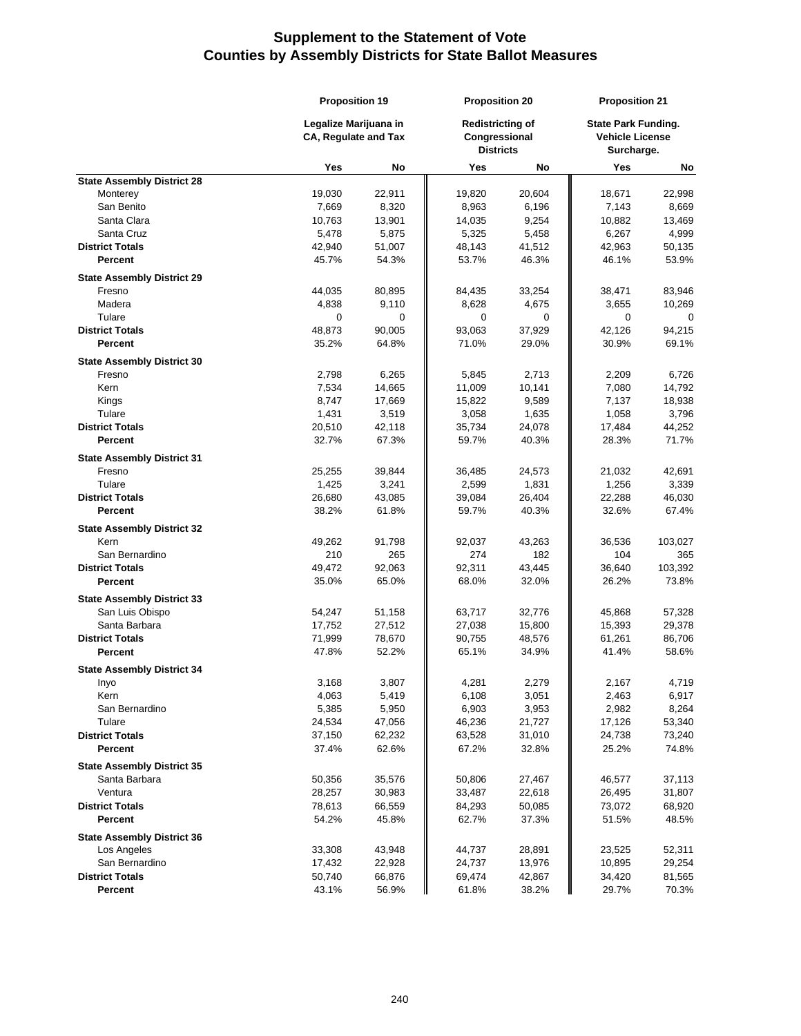# Supplement to the Statement of Vote
## Counties by Assembly Districts for State Ballot Measures

| | Proposition 19 | | Proposition 20 | | Proposition 21 | |
|---|---|---|---|---|---|---|
| | Legalize Marijuana in CA, Regulate and Tax | | Redistricting of Congressional Districts | | State Park Funding. Vehicle License Surcharge. | |
| | Yes | No | Yes | No | Yes | No |
| **State Assembly District 28** | | | | | | |
| Monterey | 19,030 | 22,911 | 19,820 | 20,604 | 18,671 | 22,998 |
| San Benito | 7,669 | 8,320 | 8,963 | 6,196 | 7,143 | 8,669 |
| Santa Clara | 10,763 | 13,901 | 14,035 | 9,254 | 10,882 | 13,469 |
| Santa Cruz | 5,478 | 5,875 | 5,325 | 5,458 | 6,267 | 4,999 |
| **District Totals** | 42,940 | 51,007 | 48,143 | 41,512 | 42,963 | 50,135 |
| **Percent** | 45.7% | 54.3% | 53.7% | 46.3% | 46.1% | 53.9% |
| **State Assembly District 29** | | | | | | |
| Fresno | 44,035 | 80,895 | 84,435 | 33,254 | 38,471 | 83,946 |
| Madera | 4,838 | 9,110 | 8,628 | 4,675 | 3,655 | 10,269 |
| Tulare | 0 | 0 | 0 | 0 | 0 | 0 |
| **District Totals** | 48,873 | 90,005 | 93,063 | 37,929 | 42,126 | 94,215 |
| **Percent** | 35.2% | 64.8% | 71.0% | 29.0% | 30.9% | 69.1% |
| **State Assembly District 30** | | | | | | |
| Fresno | 2,798 | 6,265 | 5,845 | 2,713 | 2,209 | 6,726 |
| Kern | 7,534 | 14,665 | 11,009 | 10,141 | 7,080 | 14,792 |
| Kings | 8,747 | 17,669 | 15,822 | 9,589 | 7,137 | 18,938 |
| Tulare | 1,431 | 3,519 | 3,058 | 1,635 | 1,058 | 3,796 |
| **District Totals** | 20,510 | 42,118 | 35,734 | 24,078 | 17,484 | 44,252 |
| **Percent** | 32.7% | 67.3% | 59.7% | 40.3% | 28.3% | 71.7% |
| **State Assembly District 31** | | | | | | |
| Fresno | 25,255 | 39,844 | 36,485 | 24,573 | 21,032 | 42,691 |
| Tulare | 1,425 | 3,241 | 2,599 | 1,831 | 1,256 | 3,339 |
| **District Totals** | 26,680 | 43,085 | 39,084 | 26,404 | 22,288 | 46,030 |
| **Percent** | 38.2% | 61.8% | 59.7% | 40.3% | 32.6% | 67.4% |
| **State Assembly District 32** | | | | | | |
| Kern | 49,262 | 91,798 | 92,037 | 43,263 | 36,536 | 103,027 |
| San Bernardino | 210 | 265 | 274 | 182 | 104 | 365 |
| **District Totals** | 49,472 | 92,063 | 92,311 | 43,445 | 36,640 | 103,392 |
| **Percent** | 35.0% | 65.0% | 68.0% | 32.0% | 26.2% | 73.8% |
| **State Assembly District 33** | | | | | | |
| San Luis Obispo | 54,247 | 51,158 | 63,717 | 32,776 | 45,868 | 57,328 |
| Santa Barbara | 17,752 | 27,512 | 27,038 | 15,800 | 15,393 | 29,378 |
| **District Totals** | 71,999 | 78,670 | 90,755 | 48,576 | 61,261 | 86,706 |
| **Percent** | 47.8% | 52.2% | 65.1% | 34.9% | 41.4% | 58.6% |
| **State Assembly District 34** | | | | | | |
| Inyo | 3,168 | 3,807 | 4,281 | 2,279 | 2,167 | 4,719 |
| Kern | 4,063 | 5,419 | 6,108 | 3,051 | 2,463 | 6,917 |
| San Bernardino | 5,385 | 5,950 | 6,903 | 3,953 | 2,982 | 8,264 |
| Tulare | 24,534 | 47,056 | 46,236 | 21,727 | 17,126 | 53,340 |
| **District Totals** | 37,150 | 62,232 | 63,528 | 31,010 | 24,738 | 73,240 |
| **Percent** | 37.4% | 62.6% | 67.2% | 32.8% | 25.2% | 74.8% |
| **State Assembly District 35** | | | | | | |
| Santa Barbara | 50,356 | 35,576 | 50,806 | 27,467 | 46,577 | 37,113 |
| Ventura | 28,257 | 30,983 | 33,487 | 22,618 | 26,495 | 31,807 |
| **District Totals** | 78,613 | 66,559 | 84,293 | 50,085 | 73,072 | 68,920 |
| **Percent** | 54.2% | 45.8% | 62.7% | 37.3% | 51.5% | 48.5% |
| **State Assembly District 36** | | | | | | |
| Los Angeles | 33,308 | 43,948 | 44,737 | 28,891 | 23,525 | 52,311 |
| San Bernardino | 17,432 | 22,928 | 24,737 | 13,976 | 10,895 | 29,254 |
| **District Totals** | 50,740 | 66,876 | 69,474 | 42,867 | 34,420 | 81,565 |
| **Percent** | 43.1% | 56.9% | 61.8% | 38.2% | 29.7% | 70.3% |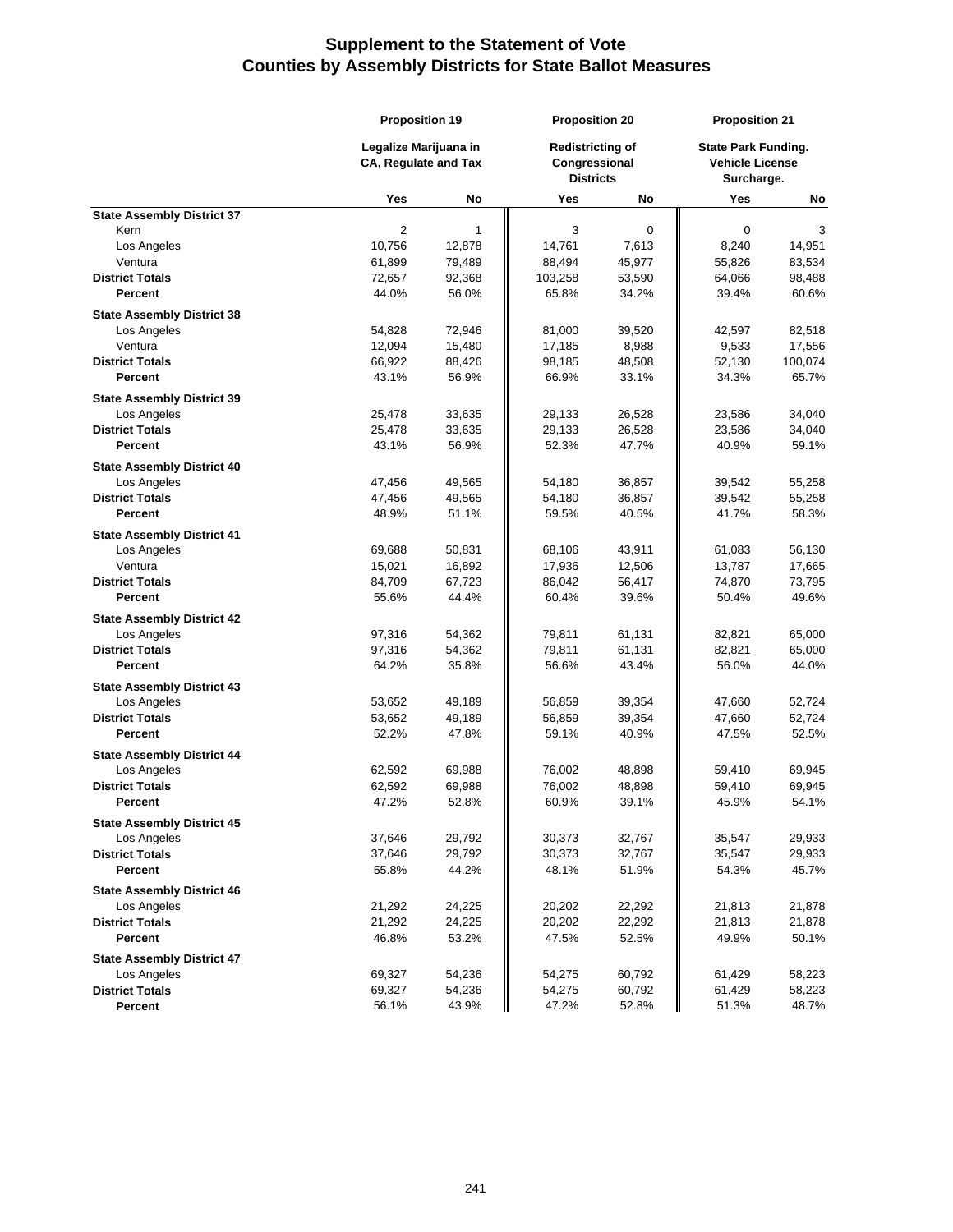# Supplement to the Statement of Vote
## Counties by Assembly Districts for State Ballot Measures

| | Proposition 19 | | Proposition 20 | | Proposition 21 | |
|---|---|---|---|---|---|---|
| | Legalize Marijuana in CA, Regulate and Tax | | Redistricting of Congressional Districts | | State Park Funding. Vehicle License Surcharge. | |
| | Yes | No | Yes | No | Yes | No |
| **State Assembly District 37** | | | | | | |
| Kern | 2 | 1 | 3 | 0 | 0 | 3 |
| Los Angeles | 10,756 | 12,878 | 14,761 | 7,613 | 8,240 | 14,951 |
| Ventura | 61,899 | 79,489 | 88,494 | 45,977 | 55,826 | 83,534 |
| **District Totals** | 72,657 | 92,368 | 103,258 | 53,590 | 64,066 | 98,488 |
| **Percent** | 44.0% | 56.0% | 65.8% | 34.2% | 39.4% | 60.6% |
| **State Assembly District 38** | | | | | | |
| Los Angeles | 54,828 | 72,946 | 81,000 | 39,520 | 42,597 | 82,518 |
| Ventura | 12,094 | 15,480 | 17,185 | 8,988 | 9,533 | 17,556 |
| **District Totals** | 66,922 | 88,426 | 98,185 | 48,508 | 52,130 | 100,074 |
| **Percent** | 43.1% | 56.9% | 66.9% | 33.1% | 34.3% | 65.7% |
| **State Assembly District 39** | | | | | | |
| Los Angeles | 25,478 | 33,635 | 29,133 | 26,528 | 23,586 | 34,040 |
| **District Totals** | 25,478 | 33,635 | 29,133 | 26,528 | 23,586 | 34,040 |
| **Percent** | 43.1% | 56.9% | 52.3% | 47.7% | 40.9% | 59.1% |
| **State Assembly District 40** | | | | | | |
| Los Angeles | 47,456 | 49,565 | 54,180 | 36,857 | 39,542 | 55,258 |
| **District Totals** | 47,456 | 49,565 | 54,180 | 36,857 | 39,542 | 55,258 |
| **Percent** | 48.9% | 51.1% | 59.5% | 40.5% | 41.7% | 58.3% |
| **State Assembly District 41** | | | | | | |
| Los Angeles | 69,688 | 50,831 | 68,106 | 43,911 | 61,083 | 56,130 |
| Ventura | 15,021 | 16,892 | 17,936 | 12,506 | 13,787 | 17,665 |
| **District Totals** | 84,709 | 67,723 | 86,042 | 56,417 | 74,870 | 73,795 |
| **Percent** | 55.6% | 44.4% | 60.4% | 39.6% | 50.4% | 49.6% |
| **State Assembly District 42** | | | | | | |
| Los Angeles | 97,316 | 54,362 | 79,811 | 61,131 | 82,821 | 65,000 |
| **District Totals** | 97,316 | 54,362 | 79,811 | 61,131 | 82,821 | 65,000 |
| **Percent** | 64.2% | 35.8% | 56.6% | 43.4% | 56.0% | 44.0% |
| **State Assembly District 43** | | | | | | |
| Los Angeles | 53,652 | 49,189 | 56,859 | 39,354 | 47,660 | 52,724 |
| **District Totals** | 53,652 | 49,189 | 56,859 | 39,354 | 47,660 | 52,724 |
| **Percent** | 52.2% | 47.8% | 59.1% | 40.9% | 47.5% | 52.5% |
| **State Assembly District 44** | | | | | | |
| Los Angeles | 62,592 | 69,988 | 76,002 | 48,898 | 59,410 | 69,945 |
| **District Totals** | 62,592 | 69,988 | 76,002 | 48,898 | 59,410 | 69,945 |
| **Percent** | 47.2% | 52.8% | 60.9% | 39.1% | 45.9% | 54.1% |
| **State Assembly District 45** | | | | | | |
| Los Angeles | 37,646 | 29,792 | 30,373 | 32,767 | 35,547 | 29,933 |
| **District Totals** | 37,646 | 29,792 | 30,373 | 32,767 | 35,547 | 29,933 |
| **Percent** | 55.8% | 44.2% | 48.1% | 51.9% | 54.3% | 45.7% |
| **State Assembly District 46** | | | | | | |
| Los Angeles | 21,292 | 24,225 | 20,202 | 22,292 | 21,813 | 21,878 |
| **District Totals** | 21,292 | 24,225 | 20,202 | 22,292 | 21,813 | 21,878 |
| **Percent** | 46.8% | 53.2% | 47.5% | 52.5% | 49.9% | 50.1% |
| **State Assembly District 47** | | | | | | |
| Los Angeles | 69,327 | 54,236 | 54,275 | 60,792 | 61,429 | 58,223 |
| **District Totals** | 69,327 | 54,236 | 54,275 | 60,792 | 61,429 | 58,223 |
| **Percent** | 56.1% | 43.9% | 47.2% | 52.8% | 51.3% | 48.7% |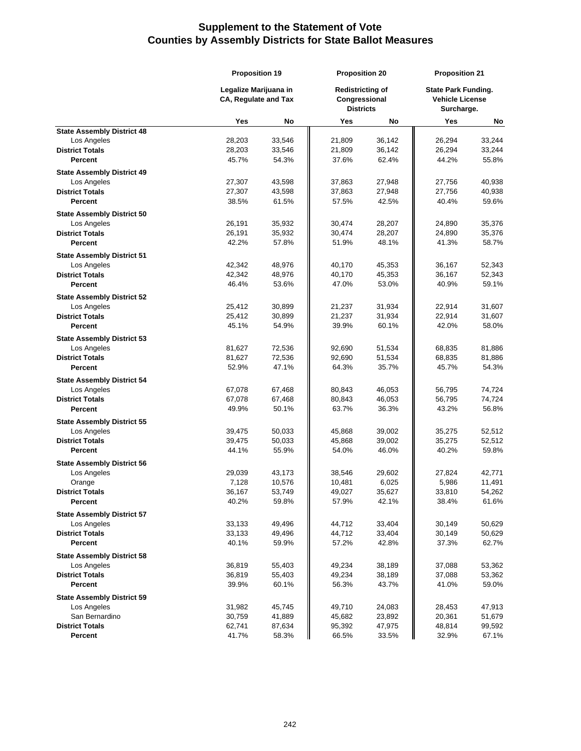# Supplement to the Statement of Vote
# Counties by Assembly Districts for State Ballot Measures

| | Proposition 19 | | Proposition 20 | | Proposition 21 | |
|---|---|---|---|---|---|---|
| | Legalize Marijuana in CA, Regulate and Tax | | Redistricting of Congressional Districts | | State Park Funding. Vehicle License Surcharge. | |
| | Yes | No | Yes | No | Yes | No |
| **State Assembly District 48** | | | | | | |
| Los Angeles | 28,203 | 33,546 | 21,809 | 36,142 | 26,294 | 33,244 |
| **District Totals** | 28,203 | 33,546 | 21,809 | 36,142 | 26,294 | 33,244 |
| **Percent** | 45.7% | 54.3% | 37.6% | 62.4% | 44.2% | 55.8% |
| **State Assembly District 49** | | | | | | |
| Los Angeles | 27,307 | 43,598 | 37,863 | 27,948 | 27,756 | 40,938 |
| **District Totals** | 27,307 | 43,598 | 37,863 | 27,948 | 27,756 | 40,938 |
| **Percent** | 38.5% | 61.5% | 57.5% | 42.5% | 40.4% | 59.6% |
| **State Assembly District 50** | | | | | | |
| Los Angeles | 26,191 | 35,932 | 30,474 | 28,207 | 24,890 | 35,376 |
| **District Totals** | 26,191 | 35,932 | 30,474 | 28,207 | 24,890 | 35,376 |
| **Percent** | 42.2% | 57.8% | 51.9% | 48.1% | 41.3% | 58.7% |
| **State Assembly District 51** | | | | | | |
| Los Angeles | 42,342 | 48,976 | 40,170 | 45,353 | 36,167 | 52,343 |
| **District Totals** | 42,342 | 48,976 | 40,170 | 45,353 | 36,167 | 52,343 |
| **Percent** | 46.4% | 53.6% | 47.0% | 53.0% | 40.9% | 59.1% |
| **State Assembly District 52** | | | | | | |
| Los Angeles | 25,412 | 30,899 | 21,237 | 31,934 | 22,914 | 31,607 |
| **District Totals** | 25,412 | 30,899 | 21,237 | 31,934 | 22,914 | 31,607 |
| **Percent** | 45.1% | 54.9% | 39.9% | 60.1% | 42.0% | 58.0% |
| **State Assembly District 53** | | | | | | |
| Los Angeles | 81,627 | 72,536 | 92,690 | 51,534 | 68,835 | 81,886 |
| **District Totals** | 81,627 | 72,536 | 92,690 | 51,534 | 68,835 | 81,886 |
| **Percent** | 52.9% | 47.1% | 64.3% | 35.7% | 45.7% | 54.3% |
| **State Assembly District 54** | | | | | | |
| Los Angeles | 67,078 | 67,468 | 80,843 | 46,053 | 56,795 | 74,724 |
| **District Totals** | 67,078 | 67,468 | 80,843 | 46,053 | 56,795 | 74,724 |
| **Percent** | 49.9% | 50.1% | 63.7% | 36.3% | 43.2% | 56.8% |
| **State Assembly District 55** | | | | | | |
| Los Angeles | 39,475 | 50,033 | 45,868 | 39,002 | 35,275 | 52,512 |
| **District Totals** | 39,475 | 50,033 | 45,868 | 39,002 | 35,275 | 52,512 |
| **Percent** | 44.1% | 55.9% | 54.0% | 46.0% | 40.2% | 59.8% |
| **State Assembly District 56** | | | | | | |
| Los Angeles | 29,039 | 43,173 | 38,546 | 29,602 | 27,824 | 42,771 |
| Orange | 7,128 | 10,576 | 10,481 | 6,025 | 5,986 | 11,491 |
| **District Totals** | 36,167 | 53,749 | 49,027 | 35,627 | 33,810 | 54,262 |
| **Percent** | 40.2% | 59.8% | 57.9% | 42.1% | 38.4% | 61.6% |
| **State Assembly District 57** | | | | | | |
| Los Angeles | 33,133 | 49,496 | 44,712 | 33,404 | 30,149 | 50,629 |
| **District Totals** | 33,133 | 49,496 | 44,712 | 33,404 | 30,149 | 50,629 |
| **Percent** | 40.1% | 59.9% | 57.2% | 42.8% | 37.3% | 62.7% |
| **State Assembly District 58** | | | | | | |
| Los Angeles | 36,819 | 55,403 | 49,234 | 38,189 | 37,088 | 53,362 |
| **District Totals** | 36,819 | 55,403 | 49,234 | 38,189 | 37,088 | 53,362 |
| **Percent** | 39.9% | 60.1% | 56.3% | 43.7% | 41.0% | 59.0% |
| **State Assembly District 59** | | | | | | |
| Los Angeles | 31,982 | 45,745 | 49,710 | 24,083 | 28,453 | 47,913 |
| San Bernardino | 30,759 | 41,889 | 45,682 | 23,892 | 20,361 | 51,679 |
| **District Totals** | 62,741 | 87,634 | 95,392 | 47,975 | 48,814 | 99,592 |
| **Percent** | 41.7% | 58.3% | 66.5% | 33.5% | 32.9% | 67.1% |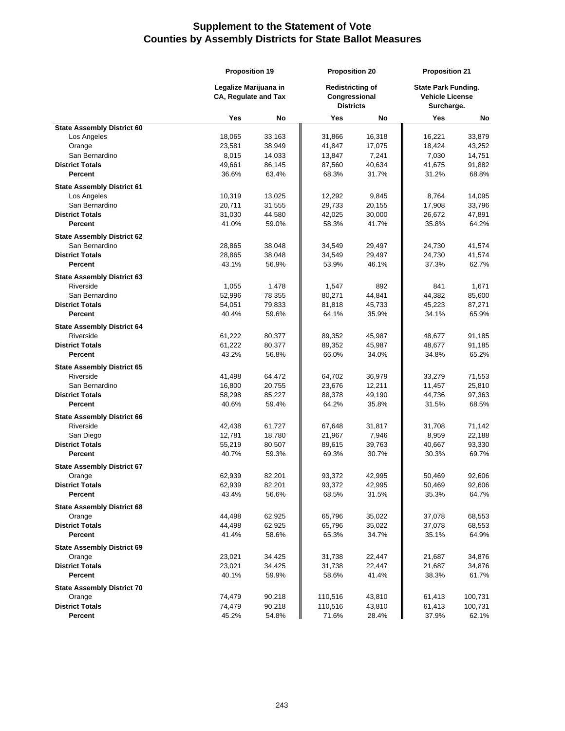# Supplement to the Statement of Vote
## Counties by Assembly Districts for State Ballot Measures

| | Proposition 19 | | Proposition 20 | | Proposition 21 | |
|---|---|---|---|---|---|---|
| | Legalize Marijuana in CA, Regulate and Tax | | Redistricting of Congressional Districts | | State Park Funding. Vehicle License Surcharge. | |
| | Yes | No | Yes | No | Yes | No |
| **State Assembly District 60** | | | | | | |
| Los Angeles | 18,065 | 33,163 | 31,866 | 16,318 | 16,221 | 33,879 |
| Orange | 23,581 | 38,949 | 41,847 | 17,075 | 18,424 | 43,252 |
| San Bernardino | 8,015 | 14,033 | 13,847 | 7,241 | 7,030 | 14,751 |
| **District Totals** | 49,661 | 86,145 | 87,560 | 40,634 | 41,675 | 91,882 |
| **Percent** | 36.6% | 63.4% | 68.3% | 31.7% | 31.2% | 68.8% |
| **State Assembly District 61** | | | | | | |
| Los Angeles | 10,319 | 13,025 | 12,292 | 9,845 | 8,764 | 14,095 |
| San Bernardino | 20,711 | 31,555 | 29,733 | 20,155 | 17,908 | 33,796 |
| **District Totals** | 31,030 | 44,580 | 42,025 | 30,000 | 26,672 | 47,891 |
| **Percent** | 41.0% | 59.0% | 58.3% | 41.7% | 35.8% | 64.2% |
| **State Assembly District 62** | | | | | | |
| San Bernardino | 28,865 | 38,048 | 34,549 | 29,497 | 24,730 | 41,574 |
| **District Totals** | 28,865 | 38,048 | 34,549 | 29,497 | 24,730 | 41,574 |
| **Percent** | 43.1% | 56.9% | 53.9% | 46.1% | 37.3% | 62.7% |
| **State Assembly District 63** | | | | | | |
| Riverside | 1,055 | 1,478 | 1,547 | 892 | 841 | 1,671 |
| San Bernardino | 52,996 | 78,355 | 80,271 | 44,841 | 44,382 | 85,600 |
| **District Totals** | 54,051 | 79,833 | 81,818 | 45,733 | 45,223 | 87,271 |
| **Percent** | 40.4% | 59.6% | 64.1% | 35.9% | 34.1% | 65.9% |
| **State Assembly District 64** | | | | | | |
| Riverside | 61,222 | 80,377 | 89,352 | 45,987 | 48,677 | 91,185 |
| **District Totals** | 61,222 | 80,377 | 89,352 | 45,987 | 48,677 | 91,185 |
| **Percent** | 43.2% | 56.8% | 66.0% | 34.0% | 34.8% | 65.2% |
| **State Assembly District 65** | | | | | | |
| Riverside | 41,498 | 64,472 | 64,702 | 36,979 | 33,279 | 71,553 |
| San Bernardino | 16,800 | 20,755 | 23,676 | 12,211 | 11,457 | 25,810 |
| **District Totals** | 58,298 | 85,227 | 88,378 | 49,190 | 44,736 | 97,363 |
| **Percent** | 40.6% | 59.4% | 64.2% | 35.8% | 31.5% | 68.5% |
| **State Assembly District 66** | | | | | | |
| Riverside | 42,438 | 61,727 | 67,648 | 31,817 | 31,708 | 71,142 |
| San Diego | 12,781 | 18,780 | 21,967 | 7,946 | 8,959 | 22,188 |
| **District Totals** | 55,219 | 80,507 | 89,615 | 39,763 | 40,667 | 93,330 |
| **Percent** | 40.7% | 59.3% | 69.3% | 30.7% | 30.3% | 69.7% |
| **State Assembly District 67** | | | | | | |
| Orange | 62,939 | 82,201 | 93,372 | 42,995 | 50,469 | 92,606 |
| **District Totals** | 62,939 | 82,201 | 93,372 | 42,995 | 50,469 | 92,606 |
| **Percent** | 43.4% | 56.6% | 68.5% | 31.5% | 35.3% | 64.7% |
| **State Assembly District 68** | | | | | | |
| Orange | 44,498 | 62,925 | 65,796 | 35,022 | 37,078 | 68,553 |
| **District Totals** | 44,498 | 62,925 | 65,796 | 35,022 | 37,078 | 68,553 |
| **Percent** | 41.4% | 58.6% | 65.3% | 34.7% | 35.1% | 64.9% |
| **State Assembly District 69** | | | | | | |
| Orange | 23,021 | 34,425 | 31,738 | 22,447 | 21,687 | 34,876 |
| **District Totals** | 23,021 | 34,425 | 31,738 | 22,447 | 21,687 | 34,876 |
| **Percent** | 40.1% | 59.9% | 58.6% | 41.4% | 38.3% | 61.7% |
| **State Assembly District 70** | | | | | | |
| Orange | 74,479 | 90,218 | 110,516 | 43,810 | 61,413 | 100,731 |
| **District Totals** | 74,479 | 90,218 | 110,516 | 43,810 | 61,413 | 100,731 |
| **Percent** | 45.2% | 54.8% | 71.6% | 28.4% | 37.9% | 62.1% |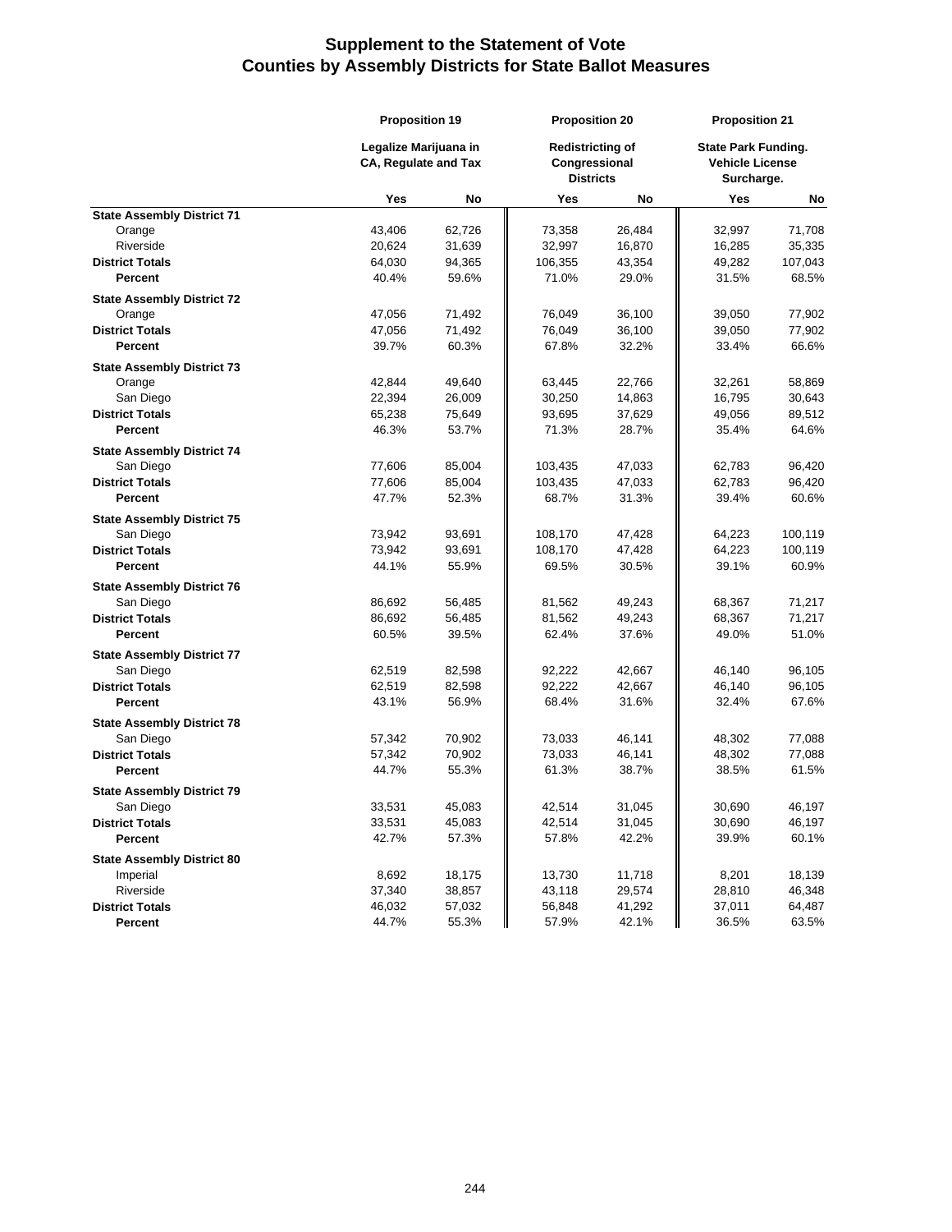# Supplement to the Statement of Vote
# Counties by Assembly Districts for State Ballot Measures

| | Proposition 19 | | Proposition 20 | | Proposition 21 | |
|---|---|---|---|---|---|---|
| | Legalize Marijuana in CA, Regulate and Tax | | Redistricting of Congressional Districts | | State Park Funding. Vehicle License Surcharge. | |
| | Yes | No | Yes | No | Yes | No |
| **State Assembly District 71** | | | | | | |
| Orange | 43,406 | 62,726 | 73,358 | 26,484 | 32,997 | 71,708 |
| Riverside | 20,624 | 31,639 | 32,997 | 16,870 | 16,285 | 35,335 |
| **District Totals** | 64,030 | 94,365 | 106,355 | 43,354 | 49,282 | 107,043 |
| **Percent** | 40.4% | 59.6% | 71.0% | 29.0% | 31.5% | 68.5% |
| **State Assembly District 72** | | | | | | |
| Orange | 47,056 | 71,492 | 76,049 | 36,100 | 39,050 | 77,902 |
| **District Totals** | 47,056 | 71,492 | 76,049 | 36,100 | 39,050 | 77,902 |
| **Percent** | 39.7% | 60.3% | 67.8% | 32.2% | 33.4% | 66.6% |
| **State Assembly District 73** | | | | | | |
| Orange | 42,844 | 49,640 | 63,445 | 22,766 | 32,261 | 58,869 |
| San Diego | 22,394 | 26,009 | 30,250 | 14,863 | 16,795 | 30,643 |
| **District Totals** | 65,238 | 75,649 | 93,695 | 37,629 | 49,056 | 89,512 |
| **Percent** | 46.3% | 53.7% | 71.3% | 28.7% | 35.4% | 64.6% |
| **State Assembly District 74** | | | | | | |
| San Diego | 77,606 | 85,004 | 103,435 | 47,033 | 62,783 | 96,420 |
| **District Totals** | 77,606 | 85,004 | 103,435 | 47,033 | 62,783 | 96,420 |
| **Percent** | 47.7% | 52.3% | 68.7% | 31.3% | 39.4% | 60.6% |
| **State Assembly District 75** | | | | | | |
| San Diego | 73,942 | 93,691 | 108,170 | 47,428 | 64,223 | 100,119 |
| **District Totals** | 73,942 | 93,691 | 108,170 | 47,428 | 64,223 | 100,119 |
| **Percent** | 44.1% | 55.9% | 69.5% | 30.5% | 39.1% | 60.9% |
| **State Assembly District 76** | | | | | | |
| San Diego | 86,692 | 56,485 | 81,562 | 49,243 | 68,367 | 71,217 |
| **District Totals** | 86,692 | 56,485 | 81,562 | 49,243 | 68,367 | 71,217 |
| **Percent** | 60.5% | 39.5% | 62.4% | 37.6% | 49.0% | 51.0% |
| **State Assembly District 77** | | | | | | |
| San Diego | 62,519 | 82,598 | 92,222 | 42,667 | 46,140 | 96,105 |
| **District Totals** | 62,519 | 82,598 | 92,222 | 42,667 | 46,140 | 96,105 |
| **Percent** | 43.1% | 56.9% | 68.4% | 31.6% | 32.4% | 67.6% |
| **State Assembly District 78** | | | | | | |
| San Diego | 57,342 | 70,902 | 73,033 | 46,141 | 48,302 | 77,088 |
| **District Totals** | 57,342 | 70,902 | 73,033 | 46,141 | 48,302 | 77,088 |
| **Percent** | 44.7% | 55.3% | 61.3% | 38.7% | 38.5% | 61.5% |
| **State Assembly District 79** | | | | | | |
| San Diego | 33,531 | 45,083 | 42,514 | 31,045 | 30,690 | 46,197 |
| **District Totals** | 33,531 | 45,083 | 42,514 | 31,045 | 30,690 | 46,197 |
| **Percent** | 42.7% | 57.3% | 57.8% | 42.2% | 39.9% | 60.1% |
| **State Assembly District 80** | | | | | | |
| Imperial | 8,692 | 18,175 | 13,730 | 11,718 | 8,201 | 18,139 |
| Riverside | 37,340 | 38,857 | 43,118 | 29,574 | 28,810 | 46,348 |
| **District Totals** | 46,032 | 57,032 | 56,848 | 41,292 | 37,011 | 64,487 |
| **Percent** | 44.7% | 55.3% | 57.9% | 42.1% | 36.5% | 63.5% |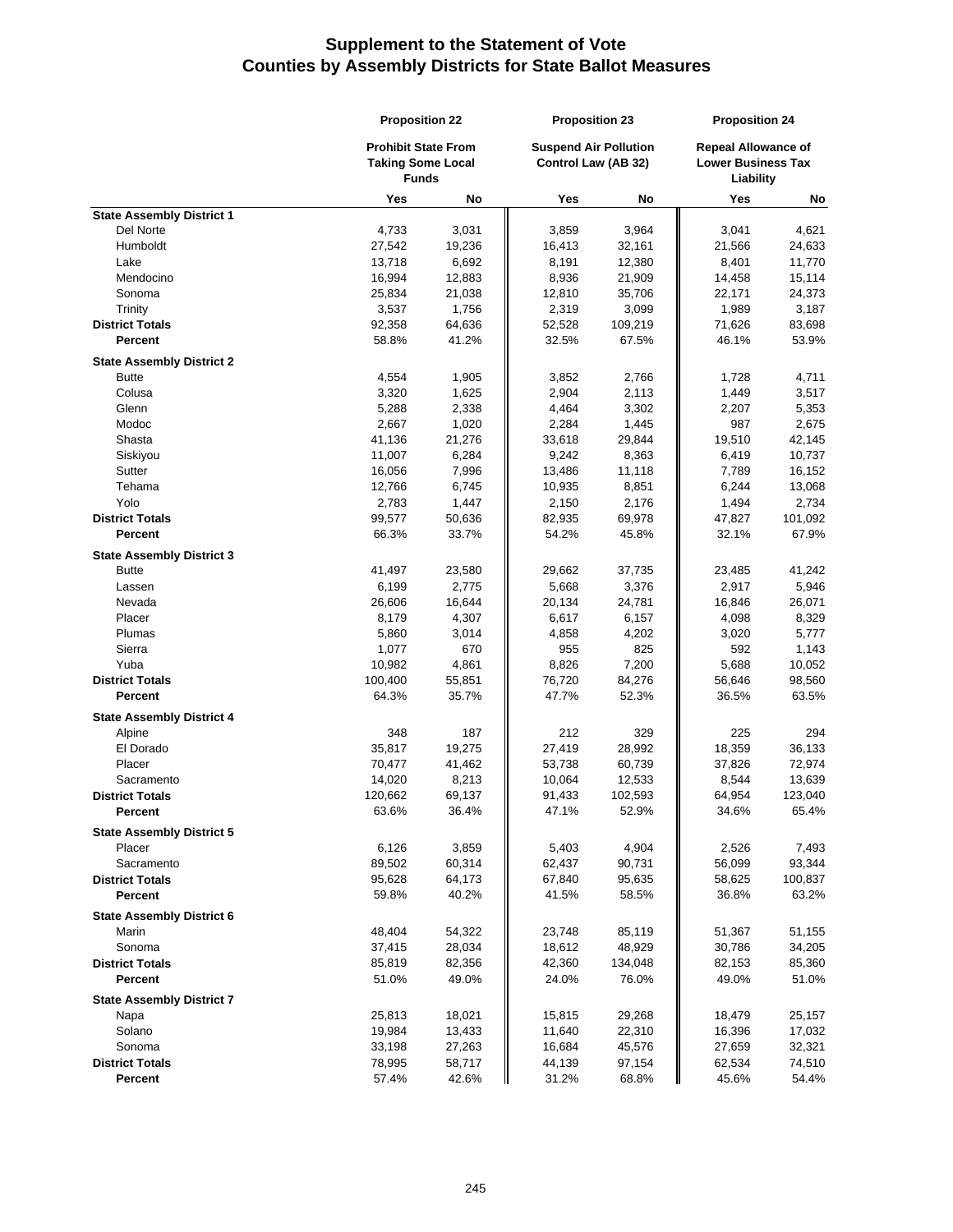# Supplement to the Statement of Vote
## Counties by Assembly Districts for State Ballot Measures

| | Proposition 22 | | Proposition 23 | | Proposition 24 | |
|---|---|---|---|---|---|---|
| | Prohibit State From Taking Some Local Funds | | Suspend Air Pollution Control Law (AB 32) | | Repeal Allowance of Lower Business Tax Liability | |
| | Yes | No | Yes | No | Yes | No |
| **State Assembly District 1** | | | | | | |
| Del Norte | 4,733 | 3,031 | 3,859 | 3,964 | 3,041 | 4,621 |
| Humboldt | 27,542 | 19,236 | 16,413 | 32,161 | 21,566 | 24,633 |
| Lake | 13,718 | 6,692 | 8,191 | 12,380 | 8,401 | 11,770 |
| Mendocino | 16,994 | 12,883 | 8,936 | 21,909 | 14,458 | 15,114 |
| Sonoma | 25,834 | 21,038 | 12,810 | 35,706 | 22,171 | 24,373 |
| Trinity | 3,537 | 1,756 | 2,319 | 3,099 | 1,989 | 3,187 |
| **District Totals** | 92,358 | 64,636 | 52,528 | 109,219 | 71,626 | 83,698 |
| **Percent** | 58.8% | 41.2% | 32.5% | 67.5% | 46.1% | 53.9% |
| **State Assembly District 2** | | | | | | |
| Butte | 4,554 | 1,905 | 3,852 | 2,766 | 1,728 | 4,711 |
| Colusa | 3,320 | 1,625 | 2,904 | 2,113 | 1,449 | 3,517 |
| Glenn | 5,288 | 2,338 | 4,464 | 3,302 | 2,207 | 5,353 |
| Modoc | 2,667 | 1,020 | 2,284 | 1,445 | 987 | 2,675 |
| Shasta | 41,136 | 21,276 | 33,618 | 29,844 | 19,510 | 42,145 |
| Siskiyou | 11,007 | 6,284 | 9,242 | 8,363 | 6,419 | 10,737 |
| Sutter | 16,056 | 7,996 | 13,486 | 11,118 | 7,789 | 16,152 |
| Tehama | 12,766 | 6,745 | 10,935 | 8,851 | 6,244 | 13,068 |
| Yolo | 2,783 | 1,447 | 2,150 | 2,176 | 1,494 | 2,734 |
| **District Totals** | 99,577 | 50,636 | 82,935 | 69,978 | 47,827 | 101,092 |
| **Percent** | 66.3% | 33.7% | 54.2% | 45.8% | 32.1% | 67.9% |
| **State Assembly District 3** | | | | | | |
| Butte | 41,497 | 23,580 | 29,662 | 37,735 | 23,485 | 41,242 |
| Lassen | 6,199 | 2,775 | 5,668 | 3,376 | 2,917 | 5,946 |
| Nevada | 26,606 | 16,644 | 20,134 | 24,781 | 16,846 | 26,071 |
| Placer | 8,179 | 4,307 | 6,617 | 6,157 | 4,098 | 8,329 |
| Plumas | 5,860 | 3,014 | 4,858 | 4,202 | 3,020 | 5,777 |
| Sierra | 1,077 | 670 | 955 | 825 | 592 | 1,143 |
| Yuba | 10,982 | 4,861 | 8,826 | 7,200 | 5,688 | 10,052 |
| **District Totals** | 100,400 | 55,851 | 76,720 | 84,276 | 56,646 | 98,560 |
| **Percent** | 64.3% | 35.7% | 47.7% | 52.3% | 36.5% | 63.5% |
| **State Assembly District 4** | | | | | | |
| Alpine | 348 | 187 | 212 | 329 | 225 | 294 |
| El Dorado | 35,817 | 19,275 | 27,419 | 28,992 | 18,359 | 36,133 |
| Placer | 70,477 | 41,462 | 53,738 | 60,739 | 37,826 | 72,974 |
| Sacramento | 14,020 | 8,213 | 10,064 | 12,533 | 8,544 | 13,639 |
| **District Totals** | 120,662 | 69,137 | 91,433 | 102,593 | 64,954 | 123,040 |
| **Percent** | 63.6% | 36.4% | 47.1% | 52.9% | 34.6% | 65.4% |
| **State Assembly District 5** | | | | | | |
| Placer | 6,126 | 3,859 | 5,403 | 4,904 | 2,526 | 7,493 |
| Sacramento | 89,502 | 60,314 | 62,437 | 90,731 | 56,099 | 93,344 |
| **District Totals** | 95,628 | 64,173 | 67,840 | 95,635 | 58,625 | 100,837 |
| **Percent** | 59.8% | 40.2% | 41.5% | 58.5% | 36.8% | 63.2% |
| **State Assembly District 6** | | | | | | |
| Marin | 48,404 | 54,322 | 23,748 | 85,119 | 51,367 | 51,155 |
| Sonoma | 37,415 | 28,034 | 18,612 | 48,929 | 30,786 | 34,205 |
| **District Totals** | 85,819 | 82,356 | 42,360 | 134,048 | 82,153 | 85,360 |
| **Percent** | 51.0% | 49.0% | 24.0% | 76.0% | 49.0% | 51.0% |
| **State Assembly District 7** | | | | | | |
| Napa | 25,813 | 18,021 | 15,815 | 29,268 | 18,479 | 25,157 |
| Solano | 19,984 | 13,433 | 11,640 | 22,310 | 16,396 | 17,032 |
| Sonoma | 33,198 | 27,263 | 16,684 | 45,576 | 27,659 | 32,321 |
| **District Totals** | 78,995 | 58,717 | 44,139 | 97,154 | 62,534 | 74,510 |
| **Percent** | 57.4% | 42.6% | 31.2% | 68.8% | 45.6% | 54.4% |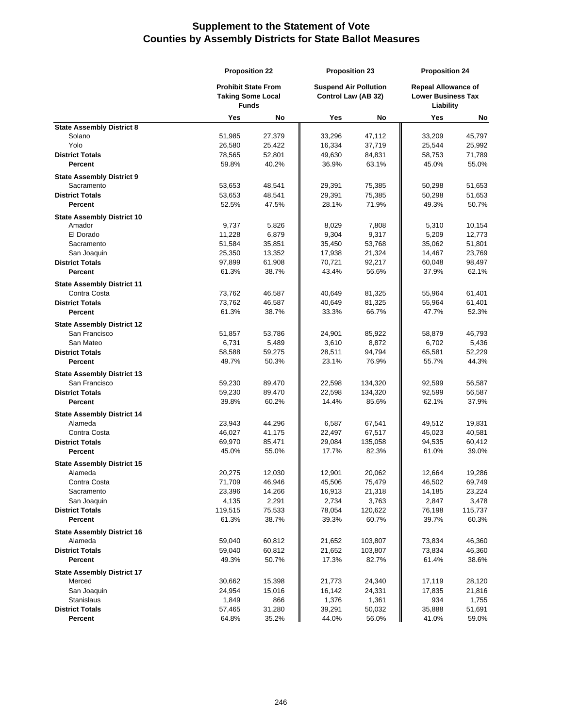# Supplement to the Statement of Vote
# Counties by Assembly Districts for State Ballot Measures

| | Proposition 22 | | Proposition 23 | | Proposition 24 | |
|---|---|---|---|---|---|---|
| | Prohibit State From Taking Some Local Funds | | Suspend Air Pollution Control Law (AB 32) | | Repeal Allowance of Lower Business Tax Liability | |
| | Yes | No | Yes | No | Yes | No |
| **State Assembly District 8** | | | | | | |
| Solano | 51,985 | 27,379 | 33,296 | 47,112 | 33,209 | 45,797 |
| Yolo | 26,580 | 25,422 | 16,334 | 37,719 | 25,544 | 25,992 |
| **District Totals** | 78,565 | 52,801 | 49,630 | 84,831 | 58,753 | 71,789 |
| **Percent** | 59.8% | 40.2% | 36.9% | 63.1% | 45.0% | 55.0% |
| **State Assembly District 9** | | | | | | |
| Sacramento | 53,653 | 48,541 | 29,391 | 75,385 | 50,298 | 51,653 |
| **District Totals** | 53,653 | 48,541 | 29,391 | 75,385 | 50,298 | 51,653 |
| **Percent** | 52.5% | 47.5% | 28.1% | 71.9% | 49.3% | 50.7% |
| **State Assembly District 10** | | | | | | |
| Amador | 9,737 | 5,826 | 8,029 | 7,808 | 5,310 | 10,154 |
| El Dorado | 11,228 | 6,879 | 9,304 | 9,317 | 5,209 | 12,773 |
| Sacramento | 51,584 | 35,851 | 35,450 | 53,768 | 35,062 | 51,801 |
| San Joaquin | 25,350 | 13,352 | 17,938 | 21,324 | 14,467 | 23,769 |
| **District Totals** | 97,899 | 61,908 | 70,721 | 92,217 | 60,048 | 98,497 |
| **Percent** | 61.3% | 38.7% | 43.4% | 56.6% | 37.9% | 62.1% |
| **State Assembly District 11** | | | | | | |
| Contra Costa | 73,762 | 46,587 | 40,649 | 81,325 | 55,964 | 61,401 |
| **District Totals** | 73,762 | 46,587 | 40,649 | 81,325 | 55,964 | 61,401 |
| **Percent** | 61.3% | 38.7% | 33.3% | 66.7% | 47.7% | 52.3% |
| **State Assembly District 12** | | | | | | |
| San Francisco | 51,857 | 53,786 | 24,901 | 85,922 | 58,879 | 46,793 |
| San Mateo | 6,731 | 5,489 | 3,610 | 8,872 | 6,702 | 5,436 |
| **District Totals** | 58,588 | 59,275 | 28,511 | 94,794 | 65,581 | 52,229 |
| **Percent** | 49.7% | 50.3% | 23.1% | 76.9% | 55.7% | 44.3% |
| **State Assembly District 13** | | | | | | |
| San Francisco | 59,230 | 89,470 | 22,598 | 134,320 | 92,599 | 56,587 |
| **District Totals** | 59,230 | 89,470 | 22,598 | 134,320 | 92,599 | 56,587 |
| **Percent** | 39.8% | 60.2% | 14.4% | 85.6% | 62.1% | 37.9% |
| **State Assembly District 14** | | | | | | |
| Alameda | 23,943 | 44,296 | 6,587 | 67,541 | 49,512 | 19,831 |
| Contra Costa | 46,027 | 41,175 | 22,497 | 67,517 | 45,023 | 40,581 |
| **District Totals** | 69,970 | 85,471 | 29,084 | 135,058 | 94,535 | 60,412 |
| **Percent** | 45.0% | 55.0% | 17.7% | 82.3% | 61.0% | 39.0% |
| **State Assembly District 15** | | | | | | |
| Alameda | 20,275 | 12,030 | 12,901 | 20,062 | 12,664 | 19,286 |
| Contra Costa | 71,709 | 46,946 | 45,506 | 75,479 | 46,502 | 69,749 |
| Sacramento | 23,396 | 14,266 | 16,913 | 21,318 | 14,185 | 23,224 |
| San Joaquin | 4,135 | 2,291 | 2,734 | 3,763 | 2,847 | 3,478 |
| **District Totals** | 119,515 | 75,533 | 78,054 | 120,622 | 76,198 | 115,737 |
| **Percent** | 61.3% | 38.7% | 39.3% | 60.7% | 39.7% | 60.3% |
| **State Assembly District 16** | | | | | | |
| Alameda | 59,040 | 60,812 | 21,652 | 103,807 | 73,834 | 46,360 |
| **District Totals** | 59,040 | 60,812 | 21,652 | 103,807 | 73,834 | 46,360 |
| **Percent** | 49.3% | 50.7% | 17.3% | 82.7% | 61.4% | 38.6% |
| **State Assembly District 17** | | | | | | |
| Merced | 30,662 | 15,398 | 21,773 | 24,340 | 17,119 | 28,120 |
| San Joaquin | 24,954 | 15,016 | 16,142 | 24,331 | 17,835 | 21,816 |
| Stanislaus | 1,849 | 866 | 1,376 | 1,361 | 934 | 1,755 |
| **District Totals** | 57,465 | 31,280 | 39,291 | 50,032 | 35,888 | 51,691 |
| **Percent** | 64.8% | 35.2% | 44.0% | 56.0% | 41.0% | 59.0% |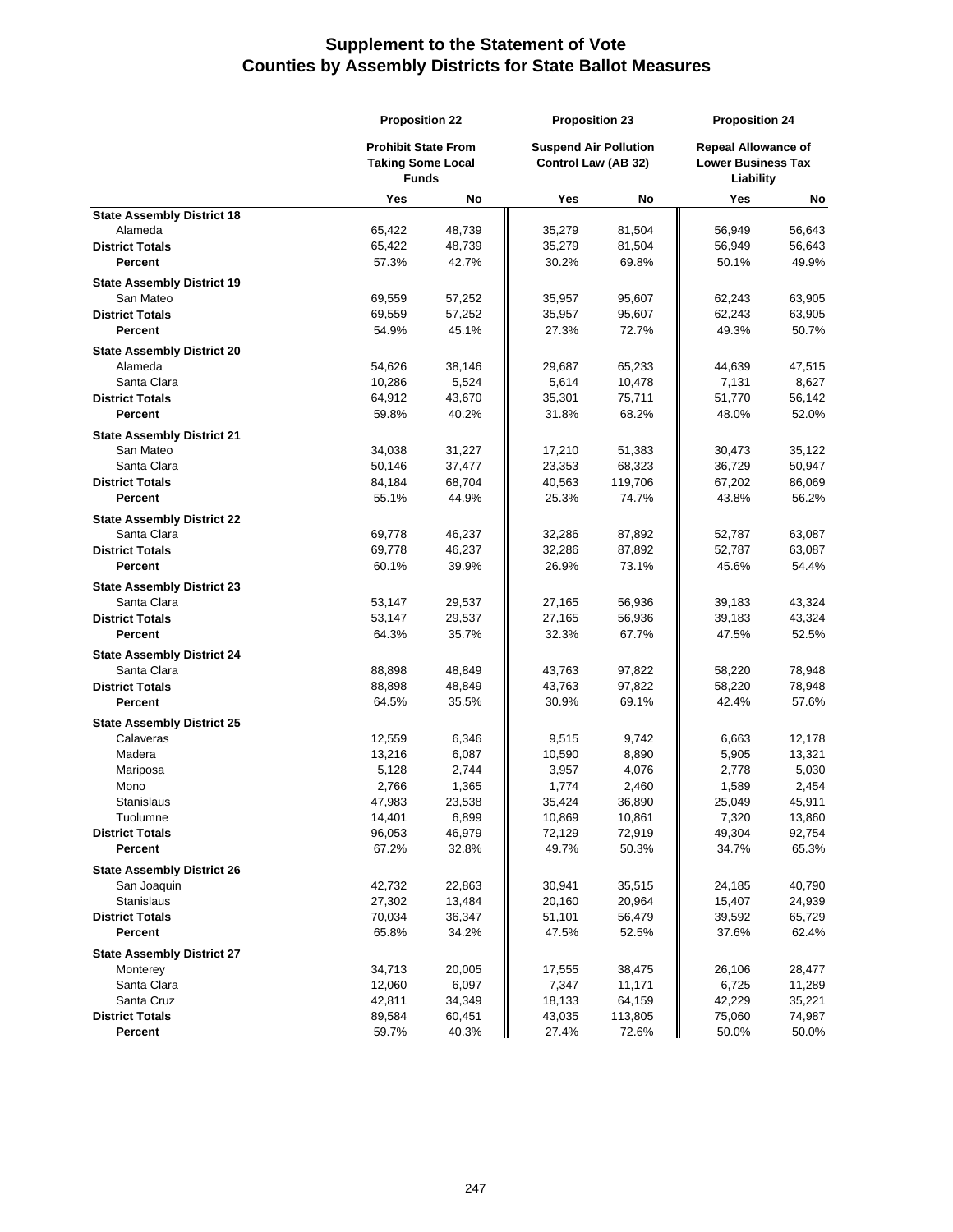# Supplement to the Statement of Vote
# Counties by Assembly Districts for State Ballot Measures

| | Proposition 22 | | Proposition 23 | | Proposition 24 | |
|---|---|---|---|---|---|---|
| | Prohibit State From Taking Some Local Funds | | Suspend Air Pollution Control Law (AB 32) | | Repeal Allowance of Lower Business Tax Liability | |
| | Yes | No | Yes | No | Yes | No |
| **State Assembly District 18** | | | | | | |
| Alameda | 65,422 | 48,739 | 35,279 | 81,504 | 56,949 | 56,643 |
| **District Totals** | 65,422 | 48,739 | 35,279 | 81,504 | 56,949 | 56,643 |
| **Percent** | 57.3% | 42.7% | 30.2% | 69.8% | 50.1% | 49.9% |
| **State Assembly District 19** | | | | | | |
| San Mateo | 69,559 | 57,252 | 35,957 | 95,607 | 62,243 | 63,905 |
| **District Totals** | 69,559 | 57,252 | 35,957 | 95,607 | 62,243 | 63,905 |
| **Percent** | 54.9% | 45.1% | 27.3% | 72.7% | 49.3% | 50.7% |
| **State Assembly District 20** | | | | | | |
| Alameda | 54,626 | 38,146 | 29,687 | 65,233 | 44,639 | 47,515 |
| Santa Clara | 10,286 | 5,524 | 5,614 | 10,478 | 7,131 | 8,627 |
| **District Totals** | 64,912 | 43,670 | 35,301 | 75,711 | 51,770 | 56,142 |
| **Percent** | 59.8% | 40.2% | 31.8% | 68.2% | 48.0% | 52.0% |
| **State Assembly District 21** | | | | | | |
| San Mateo | 34,038 | 31,227 | 17,210 | 51,383 | 30,473 | 35,122 |
| Santa Clara | 50,146 | 37,477 | 23,353 | 68,323 | 36,729 | 50,947 |
| **District Totals** | 84,184 | 68,704 | 40,563 | 119,706 | 67,202 | 86,069 |
| **Percent** | 55.1% | 44.9% | 25.3% | 74.7% | 43.8% | 56.2% |
| **State Assembly District 22** | | | | | | |
| Santa Clara | 69,778 | 46,237 | 32,286 | 87,892 | 52,787 | 63,087 |
| **District Totals** | 69,778 | 46,237 | 32,286 | 87,892 | 52,787 | 63,087 |
| **Percent** | 60.1% | 39.9% | 26.9% | 73.1% | 45.6% | 54.4% |
| **State Assembly District 23** | | | | | | |
| Santa Clara | 53,147 | 29,537 | 27,165 | 56,936 | 39,183 | 43,324 |
| **District Totals** | 53,147 | 29,537 | 27,165 | 56,936 | 39,183 | 43,324 |
| **Percent** | 64.3% | 35.7% | 32.3% | 67.7% | 47.5% | 52.5% |
| **State Assembly District 24** | | | | | | |
| Santa Clara | 88,898 | 48,849 | 43,763 | 97,822 | 58,220 | 78,948 |
| **District Totals** | 88,898 | 48,849 | 43,763 | 97,822 | 58,220 | 78,948 |
| **Percent** | 64.5% | 35.5% | 30.9% | 69.1% | 42.4% | 57.6% |
| **State Assembly District 25** | | | | | | |
| Calaveras | 12,559 | 6,346 | 9,515 | 9,742 | 6,663 | 12,178 |
| Madera | 13,216 | 6,087 | 10,590 | 8,890 | 5,905 | 13,321 |
| Mariposa | 5,128 | 2,744 | 3,957 | 4,076 | 2,778 | 5,030 |
| Mono | 2,766 | 1,365 | 1,774 | 2,460 | 1,589 | 2,454 |
| Stanislaus | 47,983 | 23,538 | 35,424 | 36,890 | 25,049 | 45,911 |
| Tuolumne | 14,401 | 6,899 | 10,869 | 10,861 | 7,320 | 13,860 |
| **District Totals** | 96,053 | 46,979 | 72,129 | 72,919 | 49,304 | 92,754 |
| **Percent** | 67.2% | 32.8% | 49.7% | 50.3% | 34.7% | 65.3% |
| **State Assembly District 26** | | | | | | |
| San Joaquin | 42,732 | 22,863 | 30,941 | 35,515 | 24,185 | 40,790 |
| Stanislaus | 27,302 | 13,484 | 20,160 | 20,964 | 15,407 | 24,939 |
| **District Totals** | 70,034 | 36,347 | 51,101 | 56,479 | 39,592 | 65,729 |
| **Percent** | 65.8% | 34.2% | 47.5% | 52.5% | 37.6% | 62.4% |
| **State Assembly District 27** | | | | | | |
| Monterey | 34,713 | 20,005 | 17,555 | 38,475 | 26,106 | 28,477 |
| Santa Clara | 12,060 | 6,097 | 7,347 | 11,171 | 6,725 | 11,289 |
| Santa Cruz | 42,811 | 34,349 | 18,133 | 64,159 | 42,229 | 35,221 |
| **District Totals** | 89,584 | 60,451 | 43,035 | 113,805 | 75,060 | 74,987 |
| **Percent** | 59.7% | 40.3% | 27.4% | 72.6% | 50.0% | 50.0% |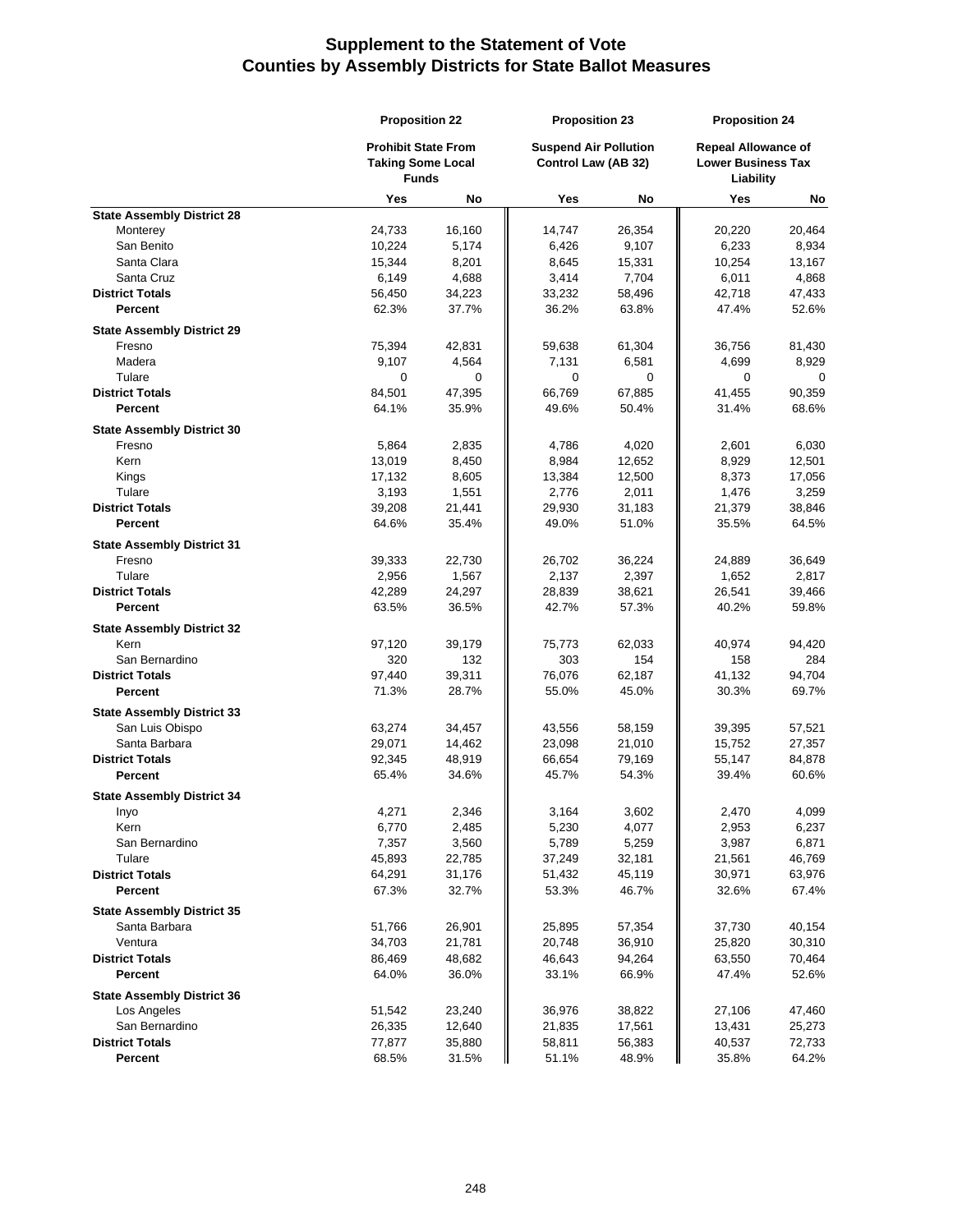# Supplement to the Statement of Vote
# Counties by Assembly Districts for State Ballot Measures

| | Proposition 22 | | Proposition 23 | | Proposition 24 | |
|---|---|---|---|---|---|---|
| | Prohibit State From Taking Some Local Funds | | Suspend Air Pollution Control Law (AB 32) | | Repeal Allowance of Lower Business Tax Liability | |
| | Yes | No | Yes | No | Yes | No |
| **State Assembly District 28** | | | | | | |
| Monterey | 24,733 | 16,160 | 14,747 | 26,354 | 20,220 | 20,464 |
| San Benito | 10,224 | 5,174 | 6,426 | 9,107 | 6,233 | 8,934 |
| Santa Clara | 15,344 | 8,201 | 8,645 | 15,331 | 10,254 | 13,167 |
| Santa Cruz | 6,149 | 4,688 | 3,414 | 7,704 | 6,011 | 4,868 |
| **District Totals** | 56,450 | 34,223 | 33,232 | 58,496 | 42,718 | 47,433 |
| **Percent** | 62.3% | 37.7% | 36.2% | 63.8% | 47.4% | 52.6% |
| **State Assembly District 29** | | | | | | |
| Fresno | 75,394 | 42,831 | 59,638 | 61,304 | 36,756 | 81,430 |
| Madera | 9,107 | 4,564 | 7,131 | 6,581 | 4,699 | 8,929 |
| Tulare | 0 | 0 | 0 | 0 | 0 | 0 |
| **District Totals** | 84,501 | 47,395 | 66,769 | 67,885 | 41,455 | 90,359 |
| **Percent** | 64.1% | 35.9% | 49.6% | 50.4% | 31.4% | 68.6% |
| **State Assembly District 30** | | | | | | |
| Fresno | 5,864 | 2,835 | 4,786 | 4,020 | 2,601 | 6,030 |
| Kern | 13,019 | 8,450 | 8,984 | 12,652 | 8,929 | 12,501 |
| Kings | 17,132 | 8,605 | 13,384 | 12,500 | 8,373 | 17,056 |
| Tulare | 3,193 | 1,551 | 2,776 | 2,011 | 1,476 | 3,259 |
| **District Totals** | 39,208 | 21,441 | 29,930 | 31,183 | 21,379 | 38,846 |
| **Percent** | 64.6% | 35.4% | 49.0% | 51.0% | 35.5% | 64.5% |
| **State Assembly District 31** | | | | | | |
| Fresno | 39,333 | 22,730 | 26,702 | 36,224 | 24,889 | 36,649 |
| Tulare | 2,956 | 1,567 | 2,137 | 2,397 | 1,652 | 2,817 |
| **District Totals** | 42,289 | 24,297 | 28,839 | 38,621 | 26,541 | 39,466 |
| **Percent** | 63.5% | 36.5% | 42.7% | 57.3% | 40.2% | 59.8% |
| **State Assembly District 32** | | | | | | |
| Kern | 97,120 | 39,179 | 75,773 | 62,033 | 40,974 | 94,420 |
| San Bernardino | 320 | 132 | 303 | 154 | 158 | 284 |
| **District Totals** | 97,440 | 39,311 | 76,076 | 62,187 | 41,132 | 94,704 |
| **Percent** | 71.3% | 28.7% | 55.0% | 45.0% | 30.3% | 69.7% |
| **State Assembly District 33** | | | | | | |
| San Luis Obispo | 63,274 | 34,457 | 43,556 | 58,159 | 39,395 | 57,521 |
| Santa Barbara | 29,071 | 14,462 | 23,098 | 21,010 | 15,752 | 27,357 |
| **District Totals** | 92,345 | 48,919 | 66,654 | 79,169 | 55,147 | 84,878 |
| **Percent** | 65.4% | 34.6% | 45.7% | 54.3% | 39.4% | 60.6% |
| **State Assembly District 34** | | | | | | |
| Inyo | 4,271 | 2,346 | 3,164 | 3,602 | 2,470 | 4,099 |
| Kern | 6,770 | 2,485 | 5,230 | 4,077 | 2,953 | 6,237 |
| San Bernardino | 7,357 | 3,560 | 5,789 | 5,259 | 3,987 | 6,871 |
| Tulare | 45,893 | 22,785 | 37,249 | 32,181 | 21,561 | 46,769 |
| **District Totals** | 64,291 | 31,176 | 51,432 | 45,119 | 30,971 | 63,976 |
| **Percent** | 67.3% | 32.7% | 53.3% | 46.7% | 32.6% | 67.4% |
| **State Assembly District 35** | | | | | | |
| Santa Barbara | 51,766 | 26,901 | 25,895 | 57,354 | 37,730 | 40,154 |
| Ventura | 34,703 | 21,781 | 20,748 | 36,910 | 25,820 | 30,310 |
| **District Totals** | 86,469 | 48,682 | 46,643 | 94,264 | 63,550 | 70,464 |
| **Percent** | 64.0% | 36.0% | 33.1% | 66.9% | 47.4% | 52.6% |
| **State Assembly District 36** | | | | | | |
| Los Angeles | 51,542 | 23,240 | 36,976 | 38,822 | 27,106 | 47,460 |
| San Bernardino | 26,335 | 12,640 | 21,835 | 17,561 | 13,431 | 25,273 |
| **District Totals** | 77,877 | 35,880 | 58,811 | 56,383 | 40,537 | 72,733 |
| **Percent** | 68.5% | 31.5% | 51.1% | 48.9% | 35.8% | 64.2% |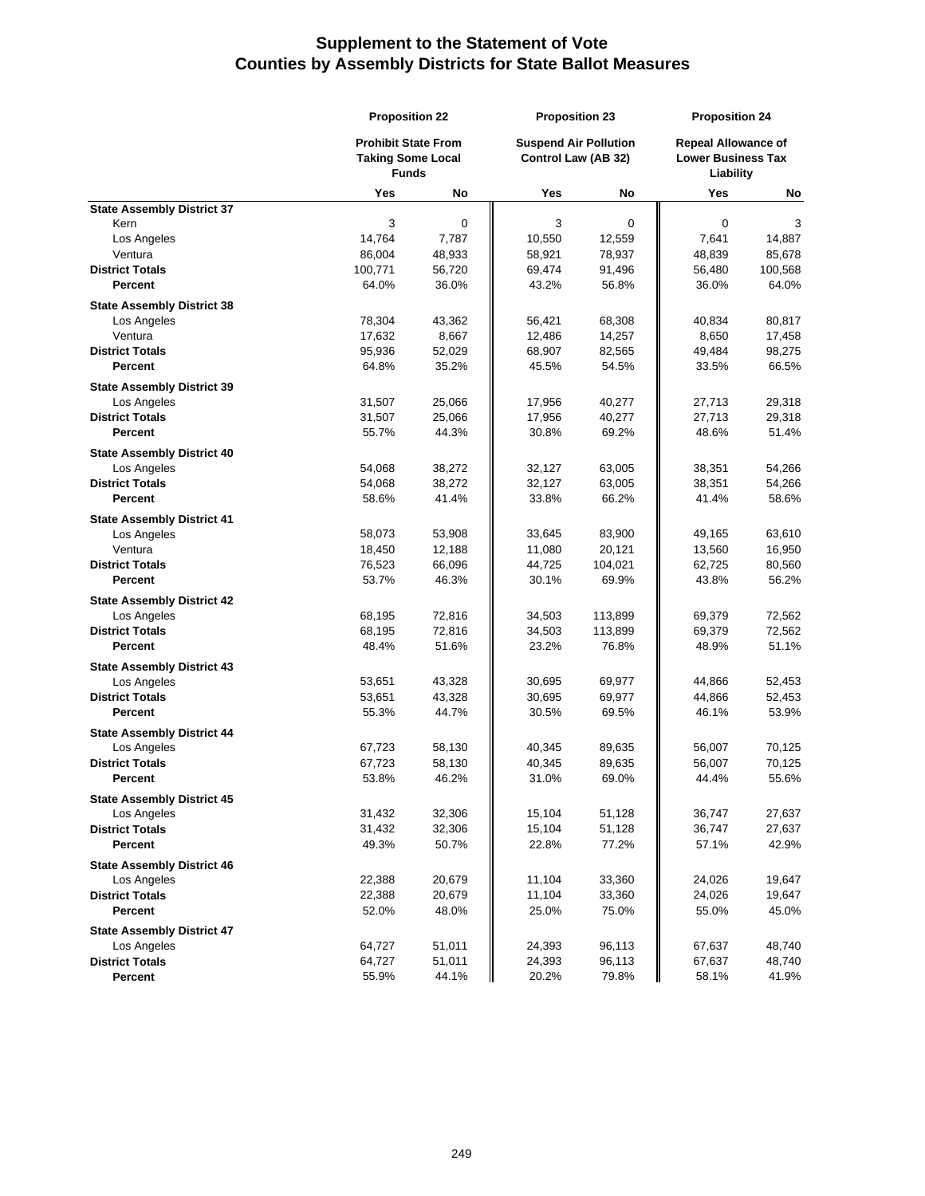# Supplement to the Statement of Vote
# Counties by Assembly Districts for State Ballot Measures

| | Proposition 22 | | Proposition 23 | | Proposition 24 | |
|---|---|---|---|---|---|---|
| | Prohibit State From Taking Some Local Funds | | Suspend Air Pollution Control Law (AB 32) | | Repeal Allowance of Lower Business Tax Liability | |
| | Yes | No | Yes | No | Yes | No |
| **State Assembly District 37** | | | | | | |
| Kern | 3 | 0 | 3 | 0 | 0 | 3 |
| Los Angeles | 14,764 | 7,787 | 10,550 | 12,559 | 7,641 | 14,887 |
| Ventura | 86,004 | 48,933 | 58,921 | 78,937 | 48,839 | 85,678 |
| **District Totals** | 100,771 | 56,720 | 69,474 | 91,496 | 56,480 | 100,568 |
| **Percent** | 64.0% | 36.0% | 43.2% | 56.8% | 36.0% | 64.0% |
| **State Assembly District 38** | | | | | | |
| Los Angeles | 78,304 | 43,362 | 56,421 | 68,308 | 40,834 | 80,817 |
| Ventura | 17,632 | 8,667 | 12,486 | 14,257 | 8,650 | 17,458 |
| **District Totals** | 95,936 | 52,029 | 68,907 | 82,565 | 49,484 | 98,275 |
| **Percent** | 64.8% | 35.2% | 45.5% | 54.5% | 33.5% | 66.5% |
| **State Assembly District 39** | | | | | | |
| Los Angeles | 31,507 | 25,066 | 17,956 | 40,277 | 27,713 | 29,318 |
| **District Totals** | 31,507 | 25,066 | 17,956 | 40,277 | 27,713 | 29,318 |
| **Percent** | 55.7% | 44.3% | 30.8% | 69.2% | 48.6% | 51.4% |
| **State Assembly District 40** | | | | | | |
| Los Angeles | 54,068 | 38,272 | 32,127 | 63,005 | 38,351 | 54,266 |
| **District Totals** | 54,068 | 38,272 | 32,127 | 63,005 | 38,351 | 54,266 |
| **Percent** | 58.6% | 41.4% | 33.8% | 66.2% | 41.4% | 58.6% |
| **State Assembly District 41** | | | | | | |
| Los Angeles | 58,073 | 53,908 | 33,645 | 83,900 | 49,165 | 63,610 |
| Ventura | 18,450 | 12,188 | 11,080 | 20,121 | 13,560 | 16,950 |
| **District Totals** | 76,523 | 66,096 | 44,725 | 104,021 | 62,725 | 80,560 |
| **Percent** | 53.7% | 46.3% | 30.1% | 69.9% | 43.8% | 56.2% |
| **State Assembly District 42** | | | | | | |
| Los Angeles | 68,195 | 72,816 | 34,503 | 113,899 | 69,379 | 72,562 |
| **District Totals** | 68,195 | 72,816 | 34,503 | 113,899 | 69,379 | 72,562 |
| **Percent** | 48.4% | 51.6% | 23.2% | 76.8% | 48.9% | 51.1% |
| **State Assembly District 43** | | | | | | |
| Los Angeles | 53,651 | 43,328 | 30,695 | 69,977 | 44,866 | 52,453 |
| **District Totals** | 53,651 | 43,328 | 30,695 | 69,977 | 44,866 | 52,453 |
| **Percent** | 55.3% | 44.7% | 30.5% | 69.5% | 46.1% | 53.9% |
| **State Assembly District 44** | | | | | | |
| Los Angeles | 67,723 | 58,130 | 40,345 | 89,635 | 56,007 | 70,125 |
| **District Totals** | 67,723 | 58,130 | 40,345 | 89,635 | 56,007 | 70,125 |
| **Percent** | 53.8% | 46.2% | 31.0% | 69.0% | 44.4% | 55.6% |
| **State Assembly District 45** | | | | | | |
| Los Angeles | 31,432 | 32,306 | 15,104 | 51,128 | 36,747 | 27,637 |
| **District Totals** | 31,432 | 32,306 | 15,104 | 51,128 | 36,747 | 27,637 |
| **Percent** | 49.3% | 50.7% | 22.8% | 77.2% | 57.1% | 42.9% |
| **State Assembly District 46** | | | | | | |
| Los Angeles | 22,388 | 20,679 | 11,104 | 33,360 | 24,026 | 19,647 |
| **District Totals** | 22,388 | 20,679 | 11,104 | 33,360 | 24,026 | 19,647 |
| **Percent** | 52.0% | 48.0% | 25.0% | 75.0% | 55.0% | 45.0% |
| **State Assembly District 47** | | | | | | |
| Los Angeles | 64,727 | 51,011 | 24,393 | 96,113 | 67,637 | 48,740 |
| **District Totals** | 64,727 | 51,011 | 24,393 | 96,113 | 67,637 | 48,740 |
| **Percent** | 55.9% | 44.1% | 20.2% | 79.8% | 58.1% | 41.9% |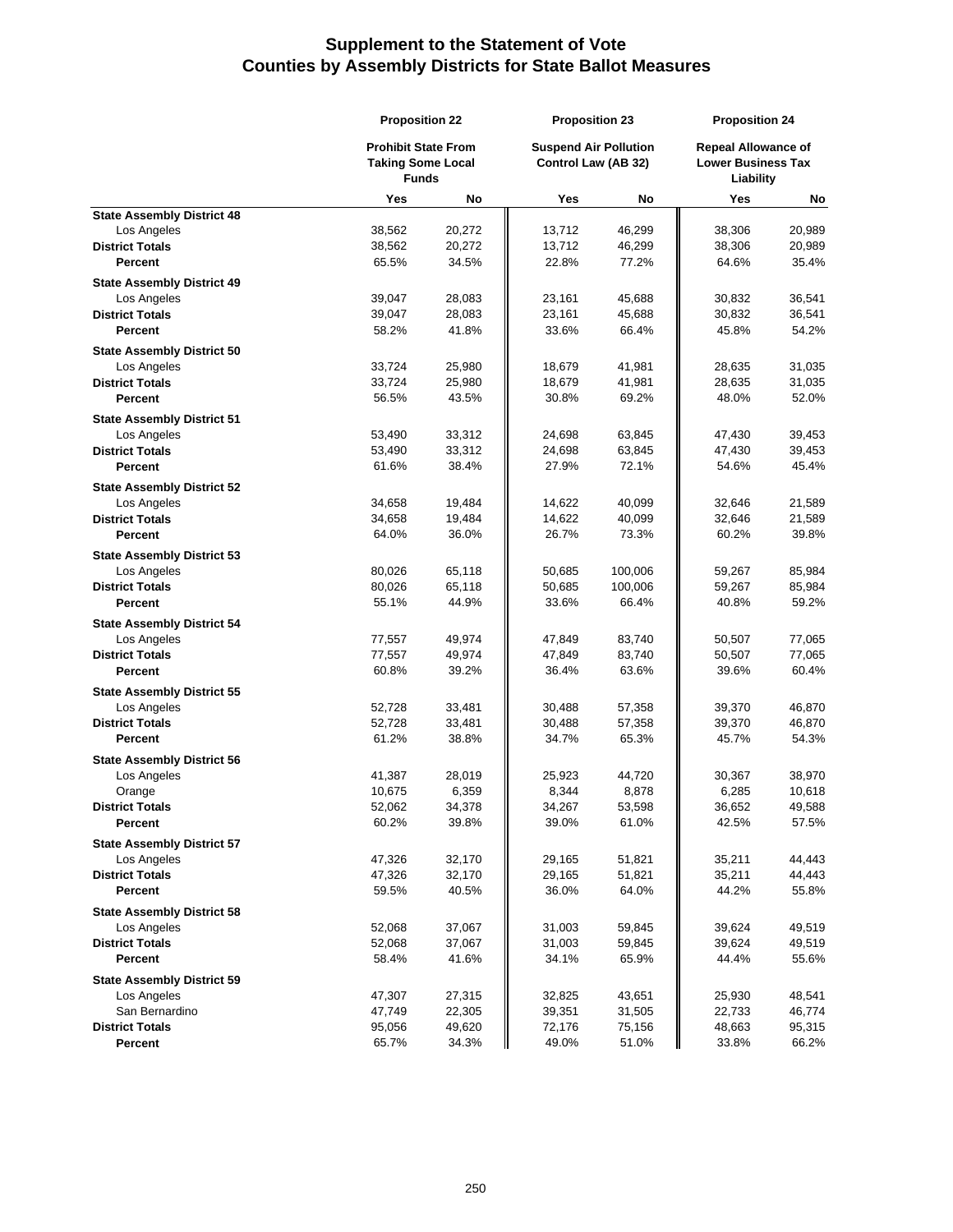# Supplement to the Statement of Vote
# Counties by Assembly Districts for State Ballot Measures

| | Proposition 22 | | Proposition 23 | | Proposition 24 | |
|---|---|---|---|---|---|---|
| | Prohibit State From Taking Some Local Funds | | Suspend Air Pollution Control Law (AB 32) | | Repeal Allowance of Lower Business Tax Liability | |
| | Yes | No | Yes | No | Yes | No |
| **State Assembly District 48** | | | | | | |
| Los Angeles | 38,562 | 20,272 | 13,712 | 46,299 | 38,306 | 20,989 |
| **District Totals** | 38,562 | 20,272 | 13,712 | 46,299 | 38,306 | 20,989 |
| **Percent** | 65.5% | 34.5% | 22.8% | 77.2% | 64.6% | 35.4% |
| **State Assembly District 49** | | | | | | |
| Los Angeles | 39,047 | 28,083 | 23,161 | 45,688 | 30,832 | 36,541 |
| **District Totals** | 39,047 | 28,083 | 23,161 | 45,688 | 30,832 | 36,541 |
| **Percent** | 58.2% | 41.8% | 33.6% | 66.4% | 45.8% | 54.2% |
| **State Assembly District 50** | | | | | | |
| Los Angeles | 33,724 | 25,980 | 18,679 | 41,981 | 28,635 | 31,035 |
| **District Totals** | 33,724 | 25,980 | 18,679 | 41,981 | 28,635 | 31,035 |
| **Percent** | 56.5% | 43.5% | 30.8% | 69.2% | 48.0% | 52.0% |
| **State Assembly District 51** | | | | | | |
| Los Angeles | 53,490 | 33,312 | 24,698 | 63,845 | 47,430 | 39,453 |
| **District Totals** | 53,490 | 33,312 | 24,698 | 63,845 | 47,430 | 39,453 |
| **Percent** | 61.6% | 38.4% | 27.9% | 72.1% | 54.6% | 45.4% |
| **State Assembly District 52** | | | | | | |
| Los Angeles | 34,658 | 19,484 | 14,622 | 40,099 | 32,646 | 21,589 |
| **District Totals** | 34,658 | 19,484 | 14,622 | 40,099 | 32,646 | 21,589 |
| **Percent** | 64.0% | 36.0% | 26.7% | 73.3% | 60.2% | 39.8% |
| **State Assembly District 53** | | | | | | |
| Los Angeles | 80,026 | 65,118 | 50,685 | 100,006 | 59,267 | 85,984 |
| **District Totals** | 80,026 | 65,118 | 50,685 | 100,006 | 59,267 | 85,984 |
| **Percent** | 55.1% | 44.9% | 33.6% | 66.4% | 40.8% | 59.2% |
| **State Assembly District 54** | | | | | | |
| Los Angeles | 77,557 | 49,974 | 47,849 | 83,740 | 50,507 | 77,065 |
| **District Totals** | 77,557 | 49,974 | 47,849 | 83,740 | 50,507 | 77,065 |
| **Percent** | 60.8% | 39.2% | 36.4% | 63.6% | 39.6% | 60.4% |
| **State Assembly District 55** | | | | | | |
| Los Angeles | 52,728 | 33,481 | 30,488 | 57,358 | 39,370 | 46,870 |
| **District Totals** | 52,728 | 33,481 | 30,488 | 57,358 | 39,370 | 46,870 |
| **Percent** | 61.2% | 38.8% | 34.7% | 65.3% | 45.7% | 54.3% |
| **State Assembly District 56** | | | | | | |
| Los Angeles | 41,387 | 28,019 | 25,923 | 44,720 | 30,367 | 38,970 |
| Orange | 10,675 | 6,359 | 8,344 | 8,878 | 6,285 | 10,618 |
| **District Totals** | 52,062 | 34,378 | 34,267 | 53,598 | 36,652 | 49,588 |
| **Percent** | 60.2% | 39.8% | 39.0% | 61.0% | 42.5% | 57.5% |
| **State Assembly District 57** | | | | | | |
| Los Angeles | 47,326 | 32,170 | 29,165 | 51,821 | 35,211 | 44,443 |
| **District Totals** | 47,326 | 32,170 | 29,165 | 51,821 | 35,211 | 44,443 |
| **Percent** | 59.5% | 40.5% | 36.0% | 64.0% | 44.2% | 55.8% |
| **State Assembly District 58** | | | | | | |
| Los Angeles | 52,068 | 37,067 | 31,003 | 59,845 | 39,624 | 49,519 |
| **District Totals** | 52,068 | 37,067 | 31,003 | 59,845 | 39,624 | 49,519 |
| **Percent** | 58.4% | 41.6% | 34.1% | 65.9% | 44.4% | 55.6% |
| **State Assembly District 59** | | | | | | |
| Los Angeles | 47,307 | 27,315 | 32,825 | 43,651 | 25,930 | 48,541 |
| San Bernardino | 47,749 | 22,305 | 39,351 | 31,505 | 22,733 | 46,774 |
| **District Totals** | 95,056 | 49,620 | 72,176 | 75,156 | 48,663 | 95,315 |
| **Percent** | 65.7% | 34.3% | 49.0% | 51.0% | 33.8% | 66.2% |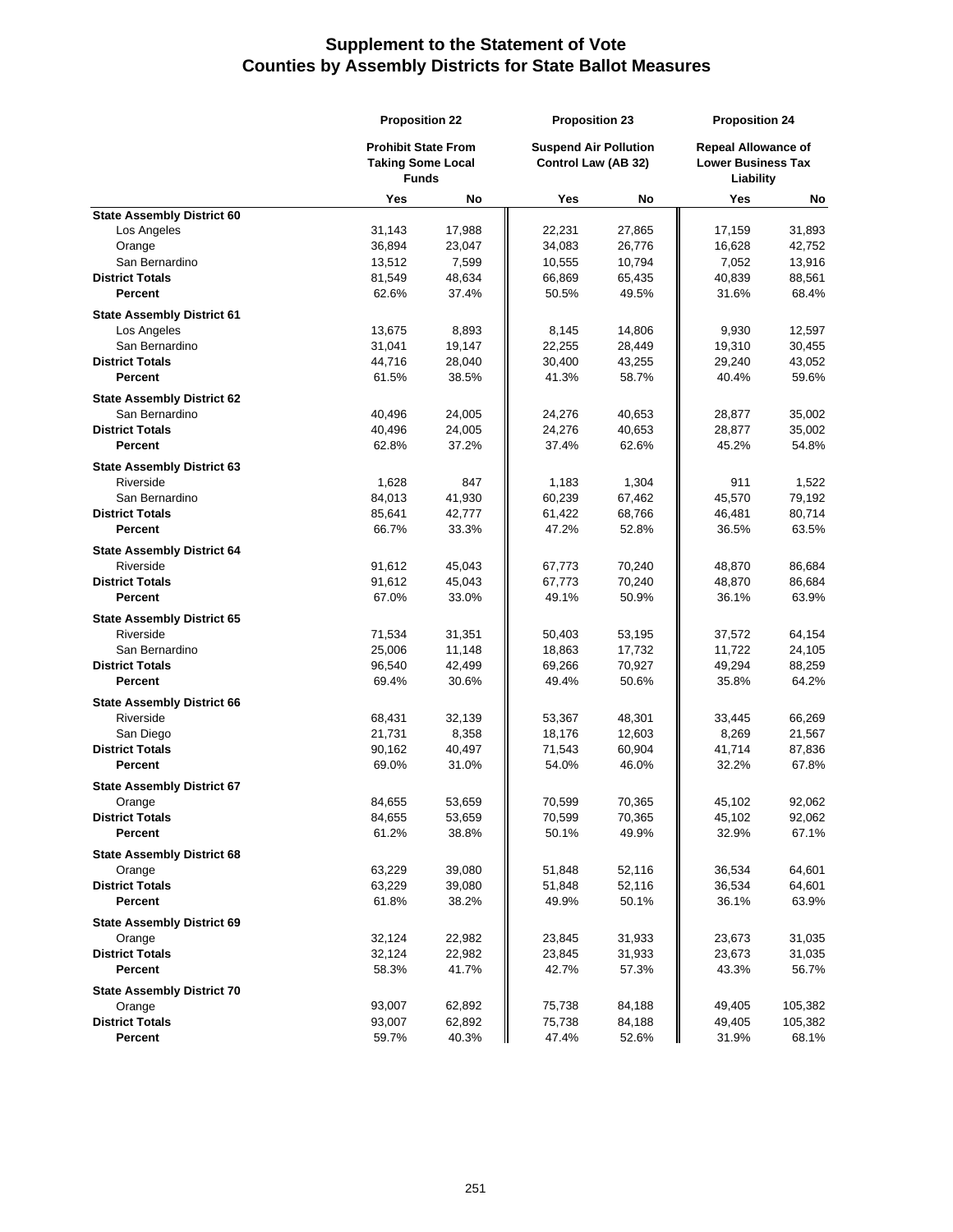# Supplement to the Statement of Vote
## Counties by Assembly Districts for State Ballot Measures

| | Proposition 22 | | Proposition 23 | | Proposition 24 | |
|---|---|---|---|---|---|---|
| | Prohibit State From Taking Some Local Funds | | Suspend Air Pollution Control Law (AB 32) | | Repeal Allowance of Lower Business Tax Liability | |
| | Yes | No | Yes | No | Yes | No |
| **State Assembly District 60** | | | | | | |
| Los Angeles | 31,143 | 17,988 | 22,231 | 27,865 | 17,159 | 31,893 |
| Orange | 36,894 | 23,047 | 34,083 | 26,776 | 16,628 | 42,752 |
| San Bernardino | 13,512 | 7,599 | 10,555 | 10,794 | 7,052 | 13,916 |
| **District Totals** | 81,549 | 48,634 | 66,869 | 65,435 | 40,839 | 88,561 |
| **Percent** | 62.6% | 37.4% | 50.5% | 49.5% | 31.6% | 68.4% |
| **State Assembly District 61** | | | | | | |
| Los Angeles | 13,675 | 8,893 | 8,145 | 14,806 | 9,930 | 12,597 |
| San Bernardino | 31,041 | 19,147 | 22,255 | 28,449 | 19,310 | 30,455 |
| **District Totals** | 44,716 | 28,040 | 30,400 | 43,255 | 29,240 | 43,052 |
| **Percent** | 61.5% | 38.5% | 41.3% | 58.7% | 40.4% | 59.6% |
| **State Assembly District 62** | | | | | | |
| San Bernardino | 40,496 | 24,005 | 24,276 | 40,653 | 28,877 | 35,002 |
| **District Totals** | 40,496 | 24,005 | 24,276 | 40,653 | 28,877 | 35,002 |
| **Percent** | 62.8% | 37.2% | 37.4% | 62.6% | 45.2% | 54.8% |
| **State Assembly District 63** | | | | | | |
| Riverside | 1,628 | 847 | 1,183 | 1,304 | 911 | 1,522 |
| San Bernardino | 84,013 | 41,930 | 60,239 | 67,462 | 45,570 | 79,192 |
| **District Totals** | 85,641 | 42,777 | 61,422 | 68,766 | 46,481 | 80,714 |
| **Percent** | 66.7% | 33.3% | 47.2% | 52.8% | 36.5% | 63.5% |
| **State Assembly District 64** | | | | | | |
| Riverside | 91,612 | 45,043 | 67,773 | 70,240 | 48,870 | 86,684 |
| **District Totals** | 91,612 | 45,043 | 67,773 | 70,240 | 48,870 | 86,684 |
| **Percent** | 67.0% | 33.0% | 49.1% | 50.9% | 36.1% | 63.9% |
| **State Assembly District 65** | | | | | | |
| Riverside | 71,534 | 31,351 | 50,403 | 53,195 | 37,572 | 64,154 |
| San Bernardino | 25,006 | 11,148 | 18,863 | 17,732 | 11,722 | 24,105 |
| **District Totals** | 96,540 | 42,499 | 69,266 | 70,927 | 49,294 | 88,259 |
| **Percent** | 69.4% | 30.6% | 49.4% | 50.6% | 35.8% | 64.2% |
| **State Assembly District 66** | | | | | | |
| Riverside | 68,431 | 32,139 | 53,367 | 48,301 | 33,445 | 66,269 |
| San Diego | 21,731 | 8,358 | 18,176 | 12,603 | 8,269 | 21,567 |
| **District Totals** | 90,162 | 40,497 | 71,543 | 60,904 | 41,714 | 87,836 |
| **Percent** | 69.0% | 31.0% | 54.0% | 46.0% | 32.2% | 67.8% |
| **State Assembly District 67** | | | | | | |
| Orange | 84,655 | 53,659 | 70,599 | 70,365 | 45,102 | 92,062 |
| **District Totals** | 84,655 | 53,659 | 70,599 | 70,365 | 45,102 | 92,062 |
| **Percent** | 61.2% | 38.8% | 50.1% | 49.9% | 32.9% | 67.1% |
| **State Assembly District 68** | | | | | | |
| Orange | 63,229 | 39,080 | 51,848 | 52,116 | 36,534 | 64,601 |
| **District Totals** | 63,229 | 39,080 | 51,848 | 52,116 | 36,534 | 64,601 |
| **Percent** | 61.8% | 38.2% | 49.9% | 50.1% | 36.1% | 63.9% |
| **State Assembly District 69** | | | | | | |
| Orange | 32,124 | 22,982 | 23,845 | 31,933 | 23,673 | 31,035 |
| **District Totals** | 32,124 | 22,982 | 23,845 | 31,933 | 23,673 | 31,035 |
| **Percent** | 58.3% | 41.7% | 42.7% | 57.3% | 43.3% | 56.7% |
| **State Assembly District 70** | | | | | | |
| Orange | 93,007 | 62,892 | 75,738 | 84,188 | 49,405 | 105,382 |
| **District Totals** | 93,007 | 62,892 | 75,738 | 84,188 | 49,405 | 105,382 |
| **Percent** | 59.7% | 40.3% | 47.4% | 52.6% | 31.9% | 68.1% |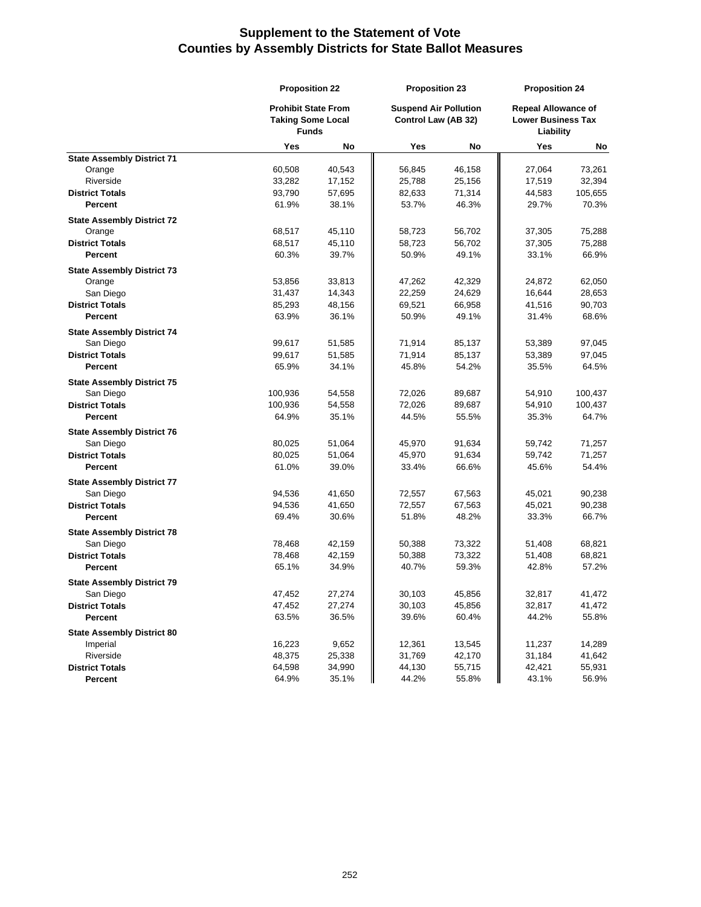# Supplement to the Statement of Vote
# Counties by Assembly Districts for State Ballot Measures

| | Proposition 22 | | Proposition 23 | | Proposition 24 | |
|---|---|---|---|---|---|---|
| | Prohibit State From Taking Some Local Funds | | Suspend Air Pollution Control Law (AB 32) | | Repeal Allowance of Lower Business Tax Liability | |
| | Yes | No | Yes | No | Yes | No |
| **State Assembly District 71** | | | | | | |
| Orange | 60,508 | 40,543 | 56,845 | 46,158 | 27,064 | 73,261 |
| Riverside | 33,282 | 17,152 | 25,788 | 25,156 | 17,519 | 32,394 |
| **District Totals** | 93,790 | 57,695 | 82,633 | 71,314 | 44,583 | 105,655 |
| **Percent** | 61.9% | 38.1% | 53.7% | 46.3% | 29.7% | 70.3% |
| **State Assembly District 72** | | | | | | |
| Orange | 68,517 | 45,110 | 58,723 | 56,702 | 37,305 | 75,288 |
| **District Totals** | 68,517 | 45,110 | 58,723 | 56,702 | 37,305 | 75,288 |
| **Percent** | 60.3% | 39.7% | 50.9% | 49.1% | 33.1% | 66.9% |
| **State Assembly District 73** | | | | | | |
| Orange | 53,856 | 33,813 | 47,262 | 42,329 | 24,872 | 62,050 |
| San Diego | 31,437 | 14,343 | 22,259 | 24,629 | 16,644 | 28,653 |
| **District Totals** | 85,293 | 48,156 | 69,521 | 66,958 | 41,516 | 90,703 |
| **Percent** | 63.9% | 36.1% | 50.9% | 49.1% | 31.4% | 68.6% |
| **State Assembly District 74** | | | | | | |
| San Diego | 99,617 | 51,585 | 71,914 | 85,137 | 53,389 | 97,045 |
| **District Totals** | 99,617 | 51,585 | 71,914 | 85,137 | 53,389 | 97,045 |
| **Percent** | 65.9% | 34.1% | 45.8% | 54.2% | 35.5% | 64.5% |
| **State Assembly District 75** | | | | | | |
| San Diego | 100,936 | 54,558 | 72,026 | 89,687 | 54,910 | 100,437 |
| **District Totals** | 100,936 | 54,558 | 72,026 | 89,687 | 54,910 | 100,437 |
| **Percent** | 64.9% | 35.1% | 44.5% | 55.5% | 35.3% | 64.7% |
| **State Assembly District 76** | | | | | | |
| San Diego | 80,025 | 51,064 | 45,970 | 91,634 | 59,742 | 71,257 |
| **District Totals** | 80,025 | 51,064 | 45,970 | 91,634 | 59,742 | 71,257 |
| **Percent** | 61.0% | 39.0% | 33.4% | 66.6% | 45.6% | 54.4% |
| **State Assembly District 77** | | | | | | |
| San Diego | 94,536 | 41,650 | 72,557 | 67,563 | 45,021 | 90,238 |
| **District Totals** | 94,536 | 41,650 | 72,557 | 67,563 | 45,021 | 90,238 |
| **Percent** | 69.4% | 30.6% | 51.8% | 48.2% | 33.3% | 66.7% |
| **State Assembly District 78** | | | | | | |
| San Diego | 78,468 | 42,159 | 50,388 | 73,322 | 51,408 | 68,821 |
| **District Totals** | 78,468 | 42,159 | 50,388 | 73,322 | 51,408 | 68,821 |
| **Percent** | 65.1% | 34.9% | 40.7% | 59.3% | 42.8% | 57.2% |
| **State Assembly District 79** | | | | | | |
| San Diego | 47,452 | 27,274 | 30,103 | 45,856 | 32,817 | 41,472 |
| **District Totals** | 47,452 | 27,274 | 30,103 | 45,856 | 32,817 | 41,472 |
| **Percent** | 63.5% | 36.5% | 39.6% | 60.4% | 44.2% | 55.8% |
| **State Assembly District 80** | | | | | | |
| Imperial | 16,223 | 9,652 | 12,361 | 13,545 | 11,237 | 14,289 |
| Riverside | 48,375 | 25,338 | 31,769 | 42,170 | 31,184 | 41,642 |
| **District Totals** | 64,598 | 34,990 | 44,130 | 55,715 | 42,421 | 55,931 |
| **Percent** | 64.9% | 35.1% | 44.2% | 55.8% | 43.1% | 56.9% |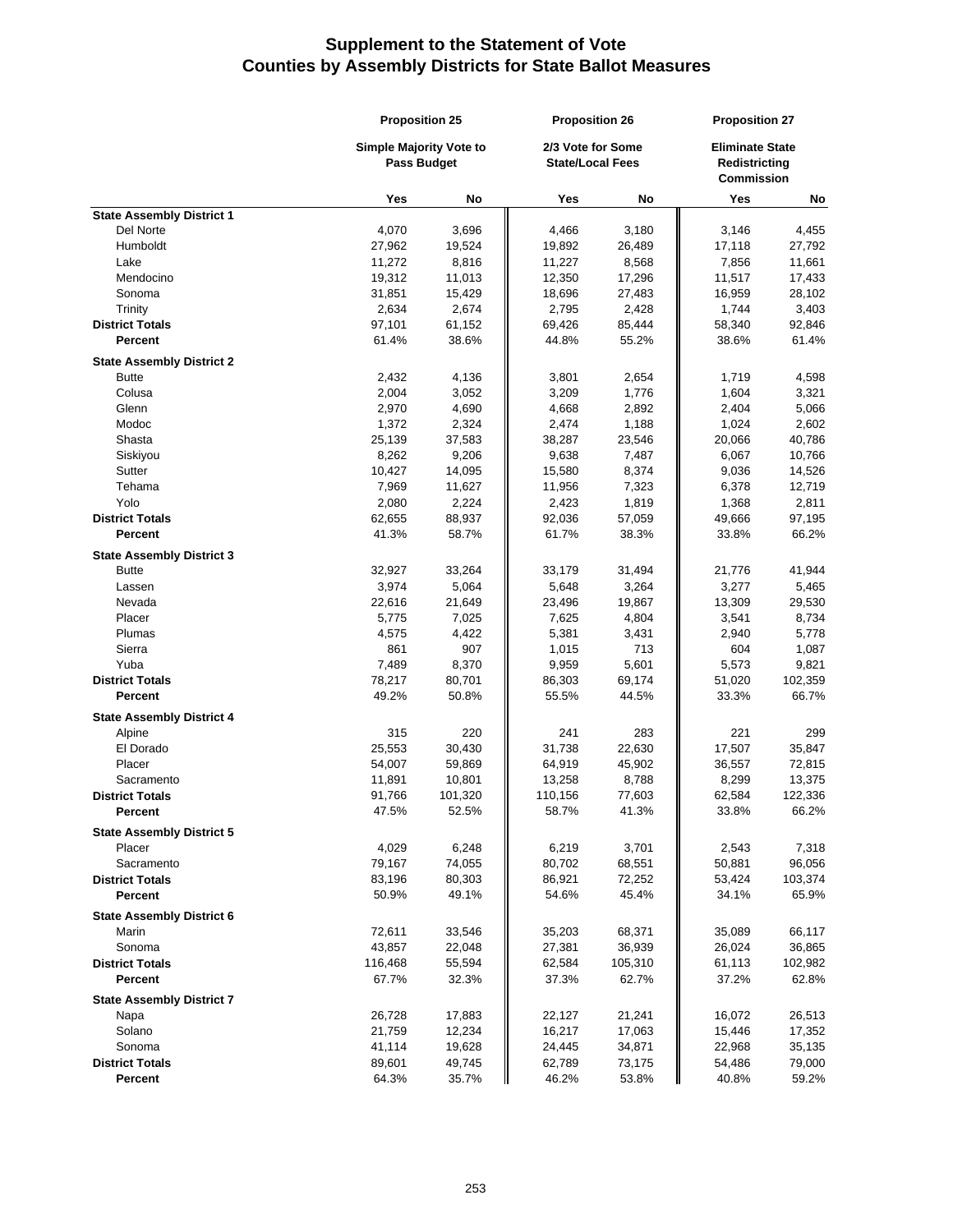# Supplement to the Statement of Vote
# Counties by Assembly Districts for State Ballot Measures

| | Proposition 25 | | Proposition 26 | | Proposition 27 | |
|---|---|---|---|---|---|---|
| | Simple Majority Vote to Pass Budget | | 2/3 Vote for Some State/Local Fees | | Eliminate State Redistricting Commission | |
| | Yes | No | Yes | No | Yes | No |
| **State Assembly District 1** | | | | | | |
| Del Norte | 4,070 | 3,696 | 4,466 | 3,180 | 3,146 | 4,455 |
| Humboldt | 27,962 | 19,524 | 19,892 | 26,489 | 17,118 | 27,792 |
| Lake | 11,272 | 8,816 | 11,227 | 8,568 | 7,856 | 11,661 |
| Mendocino | 19,312 | 11,013 | 12,350 | 17,296 | 11,517 | 17,433 |
| Sonoma | 31,851 | 15,429 | 18,696 | 27,483 | 16,959 | 28,102 |
| Trinity | 2,634 | 2,674 | 2,795 | 2,428 | 1,744 | 3,403 |
| **District Totals** | 97,101 | 61,152 | 69,426 | 85,444 | 58,340 | 92,846 |
| **Percent** | 61.4% | 38.6% | 44.8% | 55.2% | 38.6% | 61.4% |
| **State Assembly District 2** | | | | | | |
| Butte | 2,432 | 4,136 | 3,801 | 2,654 | 1,719 | 4,598 |
| Colusa | 2,004 | 3,052 | 3,209 | 1,776 | 1,604 | 3,321 |
| Glenn | 2,970 | 4,690 | 4,668 | 2,892 | 2,404 | 5,066 |
| Modoc | 1,372 | 2,324 | 2,474 | 1,188 | 1,024 | 2,602 |
| Shasta | 25,139 | 37,583 | 38,287 | 23,546 | 20,066 | 40,786 |
| Siskiyou | 8,262 | 9,206 | 9,638 | 7,487 | 6,067 | 10,766 |
| Sutter | 10,427 | 14,095 | 15,580 | 8,374 | 9,036 | 14,526 |
| Tehama | 7,969 | 11,627 | 11,956 | 7,323 | 6,378 | 12,719 |
| Yolo | 2,080 | 2,224 | 2,423 | 1,819 | 1,368 | 2,811 |
| **District Totals** | 62,655 | 88,937 | 92,036 | 57,059 | 49,666 | 97,195 |
| **Percent** | 41.3% | 58.7% | 61.7% | 38.3% | 33.8% | 66.2% |
| **State Assembly District 3** | | | | | | |
| Butte | 32,927 | 33,264 | 33,179 | 31,494 | 21,776 | 41,944 |
| Lassen | 3,974 | 5,064 | 5,648 | 3,264 | 3,277 | 5,465 |
| Nevada | 22,616 | 21,649 | 23,496 | 19,867 | 13,309 | 29,530 |
| Placer | 5,775 | 7,025 | 7,625 | 4,804 | 3,541 | 8,734 |
| Plumas | 4,575 | 4,422 | 5,381 | 3,431 | 2,940 | 5,778 |
| Sierra | 861 | 907 | 1,015 | 713 | 604 | 1,087 |
| Yuba | 7,489 | 8,370 | 9,959 | 5,601 | 5,573 | 9,821 |
| **District Totals** | 78,217 | 80,701 | 86,303 | 69,174 | 51,020 | 102,359 |
| **Percent** | 49.2% | 50.8% | 55.5% | 44.5% | 33.3% | 66.7% |
| **State Assembly District 4** | | | | | | |
| Alpine | 315 | 220 | 241 | 283 | 221 | 299 |
| El Dorado | 25,553 | 30,430 | 31,738 | 22,630 | 17,507 | 35,847 |
| Placer | 54,007 | 59,869 | 64,919 | 45,902 | 36,557 | 72,815 |
| Sacramento | 11,891 | 10,801 | 13,258 | 8,788 | 8,299 | 13,375 |
| **District Totals** | 91,766 | 101,320 | 110,156 | 77,603 | 62,584 | 122,336 |
| **Percent** | 47.5% | 52.5% | 58.7% | 41.3% | 33.8% | 66.2% |
| **State Assembly District 5** | | | | | | |
| Placer | 4,029 | 6,248 | 6,219 | 3,701 | 2,543 | 7,318 |
| Sacramento | 79,167 | 74,055 | 80,702 | 68,551 | 50,881 | 96,056 |
| **District Totals** | 83,196 | 80,303 | 86,921 | 72,252 | 53,424 | 103,374 |
| **Percent** | 50.9% | 49.1% | 54.6% | 45.4% | 34.1% | 65.9% |
| **State Assembly District 6** | | | | | | |
| Marin | 72,611 | 33,546 | 35,203 | 68,371 | 35,089 | 66,117 |
| Sonoma | 43,857 | 22,048 | 27,381 | 36,939 | 26,024 | 36,865 |
| **District Totals** | 116,468 | 55,594 | 62,584 | 105,310 | 61,113 | 102,982 |
| **Percent** | 67.7% | 32.3% | 37.3% | 62.7% | 37.2% | 62.8% |
| **State Assembly District 7** | | | | | | |
| Napa | 26,728 | 17,883 | 22,127 | 21,241 | 16,072 | 26,513 |
| Solano | 21,759 | 12,234 | 16,217 | 17,063 | 15,446 | 17,352 |
| Sonoma | 41,114 | 19,628 | 24,445 | 34,871 | 22,968 | 35,135 |
| **District Totals** | 89,601 | 49,745 | 62,789 | 73,175 | 54,486 | 79,000 |
| **Percent** | 64.3% | 35.7% | 46.2% | 53.8% | 40.8% | 59.2% |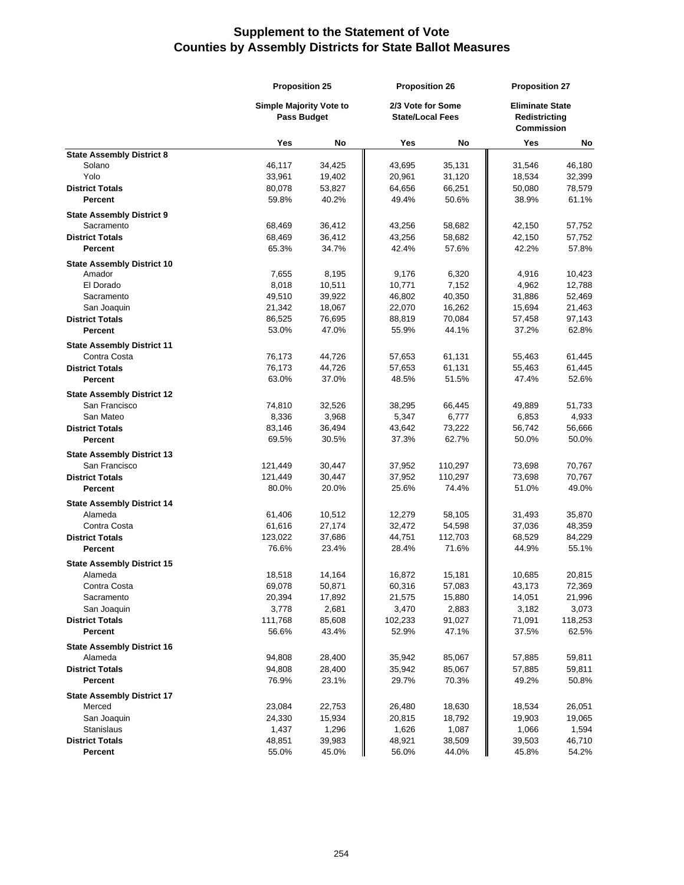# Supplement to the Statement of Vote
# Counties by Assembly Districts for State Ballot Measures

| | Proposition 25 | | Proposition 26 | | Proposition 27 | |
|---|---|---|---|---|---|---|
| | Simple Majority Vote to Pass Budget | | 2/3 Vote for Some State/Local Fees | | Eliminate State Redistricting Commission | |
| | Yes | No | Yes | No | Yes | No |
| **State Assembly District 8** | | | | | | |
| Solano | 46,117 | 34,425 | 43,695 | 35,131 | 31,546 | 46,180 |
| Yolo | 33,961 | 19,402 | 20,961 | 31,120 | 18,534 | 32,399 |
| **District Totals** | 80,078 | 53,827 | 64,656 | 66,251 | 50,080 | 78,579 |
| **Percent** | 59.8% | 40.2% | 49.4% | 50.6% | 38.9% | 61.1% |
| **State Assembly District 9** | | | | | | |
| Sacramento | 68,469 | 36,412 | 43,256 | 58,682 | 42,150 | 57,752 |
| **District Totals** | 68,469 | 36,412 | 43,256 | 58,682 | 42,150 | 57,752 |
| **Percent** | 65.3% | 34.7% | 42.4% | 57.6% | 42.2% | 57.8% |
| **State Assembly District 10** | | | | | | |
| Amador | 7,655 | 8,195 | 9,176 | 6,320 | 4,916 | 10,423 |
| El Dorado | 8,018 | 10,511 | 10,771 | 7,152 | 4,962 | 12,788 |
| Sacramento | 49,510 | 39,922 | 46,802 | 40,350 | 31,886 | 52,469 |
| San Joaquin | 21,342 | 18,067 | 22,070 | 16,262 | 15,694 | 21,463 |
| **District Totals** | 86,525 | 76,695 | 88,819 | 70,084 | 57,458 | 97,143 |
| **Percent** | 53.0% | 47.0% | 55.9% | 44.1% | 37.2% | 62.8% |
| **State Assembly District 11** | | | | | | |
| Contra Costa | 76,173 | 44,726 | 57,653 | 61,131 | 55,463 | 61,445 |
| **District Totals** | 76,173 | 44,726 | 57,653 | 61,131 | 55,463 | 61,445 |
| **Percent** | 63.0% | 37.0% | 48.5% | 51.5% | 47.4% | 52.6% |
| **State Assembly District 12** | | | | | | |
| San Francisco | 74,810 | 32,526 | 38,295 | 66,445 | 49,889 | 51,733 |
| San Mateo | 8,336 | 3,968 | 5,347 | 6,777 | 6,853 | 4,933 |
| **District Totals** | 83,146 | 36,494 | 43,642 | 73,222 | 56,742 | 56,666 |
| **Percent** | 69.5% | 30.5% | 37.3% | 62.7% | 50.0% | 50.0% |
| **State Assembly District 13** | | | | | | |
| San Francisco | 121,449 | 30,447 | 37,952 | 110,297 | 73,698 | 70,767 |
| **District Totals** | 121,449 | 30,447 | 37,952 | 110,297 | 73,698 | 70,767 |
| **Percent** | 80.0% | 20.0% | 25.6% | 74.4% | 51.0% | 49.0% |
| **State Assembly District 14** | | | | | | |
| Alameda | 61,406 | 10,512 | 12,279 | 58,105 | 31,493 | 35,870 |
| Contra Costa | 61,616 | 27,174 | 32,472 | 54,598 | 37,036 | 48,359 |
| **District Totals** | 123,022 | 37,686 | 44,751 | 112,703 | 68,529 | 84,229 |
| **Percent** | 76.6% | 23.4% | 28.4% | 71.6% | 44.9% | 55.1% |
| **State Assembly District 15** | | | | | | |
| Alameda | 18,518 | 14,164 | 16,872 | 15,181 | 10,685 | 20,815 |
| Contra Costa | 69,078 | 50,871 | 60,316 | 57,083 | 43,173 | 72,369 |
| Sacramento | 20,394 | 17,892 | 21,575 | 15,880 | 14,051 | 21,996 |
| San Joaquin | 3,778 | 2,681 | 3,470 | 2,883 | 3,182 | 3,073 |
| **District Totals** | 111,768 | 85,608 | 102,233 | 91,027 | 71,091 | 118,253 |
| **Percent** | 56.6% | 43.4% | 52.9% | 47.1% | 37.5% | 62.5% |
| **State Assembly District 16** | | | | | | |
| Alameda | 94,808 | 28,400 | 35,942 | 85,067 | 57,885 | 59,811 |
| **District Totals** | 94,808 | 28,400 | 35,942 | 85,067 | 57,885 | 59,811 |
| **Percent** | 76.9% | 23.1% | 29.7% | 70.3% | 49.2% | 50.8% |
| **State Assembly District 17** | | | | | | |
| Merced | 23,084 | 22,753 | 26,480 | 18,630 | 18,534 | 26,051 |
| San Joaquin | 24,330 | 15,934 | 20,815 | 18,792 | 19,903 | 19,065 |
| Stanislaus | 1,437 | 1,296 | 1,626 | 1,087 | 1,066 | 1,594 |
| **District Totals** | 48,851 | 39,983 | 48,921 | 38,509 | 39,503 | 46,710 |
| **Percent** | 55.0% | 45.0% | 56.0% | 44.0% | 45.8% | 54.2% |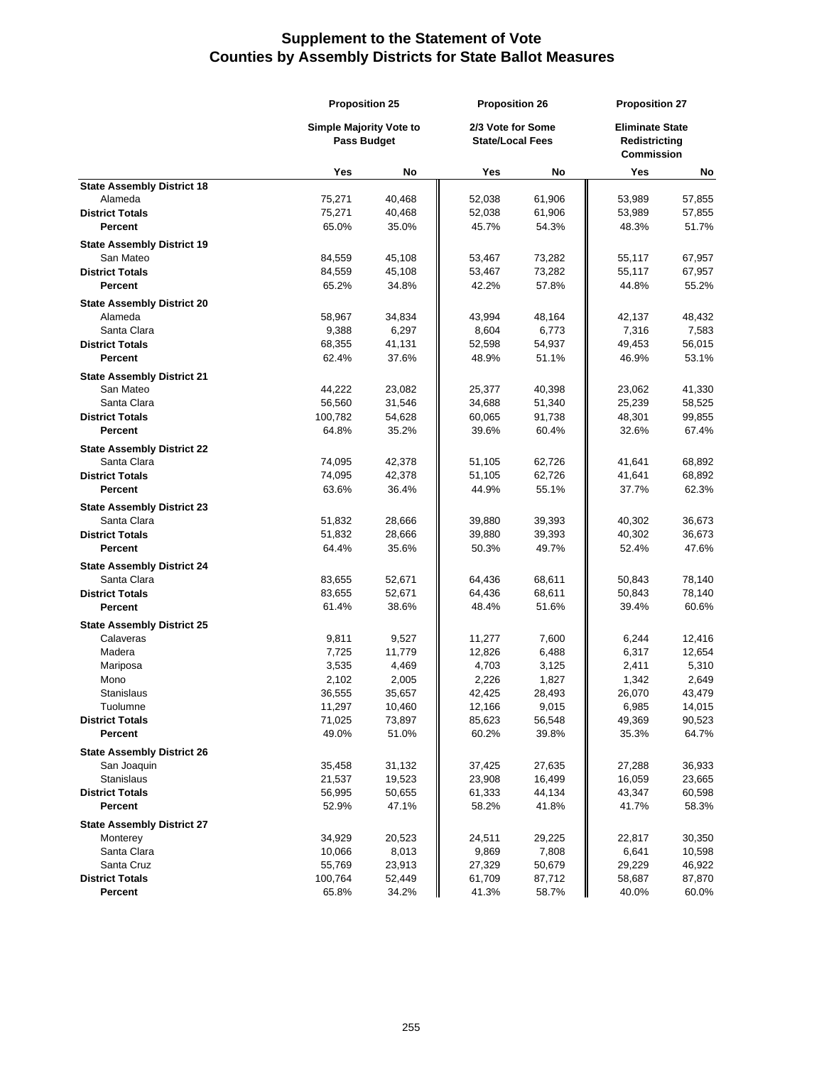# Supplement to the Statement of Vote
## Counties by Assembly Districts for State Ballot Measures

| | Proposition 25 | | Proposition 26 | | Proposition 27 | |
|---|---|---|---|---|---|---|
| | Simple Majority Vote to Pass Budget | | 2/3 Vote for Some State/Local Fees | | Eliminate State Redistricting Commission | |
| | Yes | No | Yes | No | Yes | No |
| **State Assembly District 18** | | | | | | |
| Alameda | 75,271 | 40,468 | 52,038 | 61,906 | 53,989 | 57,855 |
| **District Totals** | 75,271 | 40,468 | 52,038 | 61,906 | 53,989 | 57,855 |
| **Percent** | 65.0% | 35.0% | 45.7% | 54.3% | 48.3% | 51.7% |
| **State Assembly District 19** | | | | | | |
| San Mateo | 84,559 | 45,108 | 53,467 | 73,282 | 55,117 | 67,957 |
| **District Totals** | 84,559 | 45,108 | 53,467 | 73,282 | 55,117 | 67,957 |
| **Percent** | 65.2% | 34.8% | 42.2% | 57.8% | 44.8% | 55.2% |
| **State Assembly District 20** | | | | | | |
| Alameda | 58,967 | 34,834 | 43,994 | 48,164 | 42,137 | 48,432 |
| Santa Clara | 9,388 | 6,297 | 8,604 | 6,773 | 7,316 | 7,583 |
| **District Totals** | 68,355 | 41,131 | 52,598 | 54,937 | 49,453 | 56,015 |
| **Percent** | 62.4% | 37.6% | 48.9% | 51.1% | 46.9% | 53.1% |
| **State Assembly District 21** | | | | | | |
| San Mateo | 44,222 | 23,082 | 25,377 | 40,398 | 23,062 | 41,330 |
| Santa Clara | 56,560 | 31,546 | 34,688 | 51,340 | 25,239 | 58,525 |
| **District Totals** | 100,782 | 54,628 | 60,065 | 91,738 | 48,301 | 99,855 |
| **Percent** | 64.8% | 35.2% | 39.6% | 60.4% | 32.6% | 67.4% |
| **State Assembly District 22** | | | | | | |
| Santa Clara | 74,095 | 42,378 | 51,105 | 62,726 | 41,641 | 68,892 |
| **District Totals** | 74,095 | 42,378 | 51,105 | 62,726 | 41,641 | 68,892 |
| **Percent** | 63.6% | 36.4% | 44.9% | 55.1% | 37.7% | 62.3% |
| **State Assembly District 23** | | | | | | |
| Santa Clara | 51,832 | 28,666 | 39,880 | 39,393 | 40,302 | 36,673 |
| **District Totals** | 51,832 | 28,666 | 39,880 | 39,393 | 40,302 | 36,673 |
| **Percent** | 64.4% | 35.6% | 50.3% | 49.7% | 52.4% | 47.6% |
| **State Assembly District 24** | | | | | | |
| Santa Clara | 83,655 | 52,671 | 64,436 | 68,611 | 50,843 | 78,140 |
| **District Totals** | 83,655 | 52,671 | 64,436 | 68,611 | 50,843 | 78,140 |
| **Percent** | 61.4% | 38.6% | 48.4% | 51.6% | 39.4% | 60.6% |
| **State Assembly District 25** | | | | | | |
| Calaveras | 9,811 | 9,527 | 11,277 | 7,600 | 6,244 | 12,416 |
| Madera | 7,725 | 11,779 | 12,826 | 6,488 | 6,317 | 12,654 |
| Mariposa | 3,535 | 4,469 | 4,703 | 3,125 | 2,411 | 5,310 |
| Mono | 2,102 | 2,005 | 2,226 | 1,827 | 1,342 | 2,649 |
| Stanislaus | 36,555 | 35,657 | 42,425 | 28,493 | 26,070 | 43,479 |
| Tuolumne | 11,297 | 10,460 | 12,166 | 9,015 | 6,985 | 14,015 |
| **District Totals** | 71,025 | 73,897 | 85,623 | 56,548 | 49,369 | 90,523 |
| **Percent** | 49.0% | 51.0% | 60.2% | 39.8% | 35.3% | 64.7% |
| **State Assembly District 26** | | | | | | |
| San Joaquin | 35,458 | 31,132 | 37,425 | 27,635 | 27,288 | 36,933 |
| Stanislaus | 21,537 | 19,523 | 23,908 | 16,499 | 16,059 | 23,665 |
| **District Totals** | 56,995 | 50,655 | 61,333 | 44,134 | 43,347 | 60,598 |
| **Percent** | 52.9% | 47.1% | 58.2% | 41.8% | 41.7% | 58.3% |
| **State Assembly District 27** | | | | | | |
| Monterey | 34,929 | 20,523 | 24,511 | 29,225 | 22,817 | 30,350 |
| Santa Clara | 10,066 | 8,013 | 9,869 | 7,808 | 6,641 | 10,598 |
| Santa Cruz | 55,769 | 23,913 | 27,329 | 50,679 | 29,229 | 46,922 |
| **District Totals** | 100,764 | 52,449 | 61,709 | 87,712 | 58,687 | 87,870 |
| **Percent** | 65.8% | 34.2% | 41.3% | 58.7% | 40.0% | 60.0% |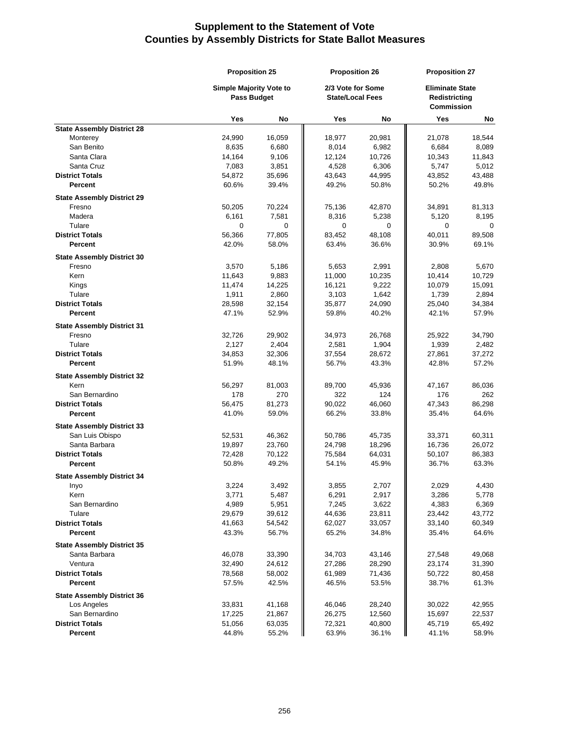# Supplement to the Statement of Vote
## Counties by Assembly Districts for State Ballot Measures

| | Proposition 25 | | Proposition 26 | | Proposition 27 | |
|---|---|---|---|---|---|---|
| | Simple Majority Vote to Pass Budget | | 2/3 Vote for Some State/Local Fees | | Eliminate State Redistricting Commission | |
| | Yes | No | Yes | No | Yes | No |
| **State Assembly District 28** | | | | | | |
| Monterey | 24,990 | 16,059 | 18,977 | 20,981 | 21,078 | 18,544 |
| San Benito | 8,635 | 6,680 | 8,014 | 6,982 | 6,684 | 8,089 |
| Santa Clara | 14,164 | 9,106 | 12,124 | 10,726 | 10,343 | 11,843 |
| Santa Cruz | 7,083 | 3,851 | 4,528 | 6,306 | 5,747 | 5,012 |
| **District Totals** | 54,872 | 35,696 | 43,643 | 44,995 | 43,852 | 43,488 |
| **Percent** | 60.6% | 39.4% | 49.2% | 50.8% | 50.2% | 49.8% |
| **State Assembly District 29** | | | | | | |
| Fresno | 50,205 | 70,224 | 75,136 | 42,870 | 34,891 | 81,313 |
| Madera | 6,161 | 7,581 | 8,316 | 5,238 | 5,120 | 8,195 |
| Tulare | 0 | 0 | 0 | 0 | 0 | 0 |
| **District Totals** | 56,366 | 77,805 | 83,452 | 48,108 | 40,011 | 89,508 |
| **Percent** | 42.0% | 58.0% | 63.4% | 36.6% | 30.9% | 69.1% |
| **State Assembly District 30** | | | | | | |
| Fresno | 3,570 | 5,186 | 5,653 | 2,991 | 2,808 | 5,670 |
| Kern | 11,643 | 9,883 | 11,000 | 10,235 | 10,414 | 10,729 |
| Kings | 11,474 | 14,225 | 16,121 | 9,222 | 10,079 | 15,091 |
| Tulare | 1,911 | 2,860 | 3,103 | 1,642 | 1,739 | 2,894 |
| **District Totals** | 28,598 | 32,154 | 35,877 | 24,090 | 25,040 | 34,384 |
| **Percent** | 47.1% | 52.9% | 59.8% | 40.2% | 42.1% | 57.9% |
| **State Assembly District 31** | | | | | | |
| Fresno | 32,726 | 29,902 | 34,973 | 26,768 | 25,922 | 34,790 |
| Tulare | 2,127 | 2,404 | 2,581 | 1,904 | 1,939 | 2,482 |
| **District Totals** | 34,853 | 32,306 | 37,554 | 28,672 | 27,861 | 37,272 |
| **Percent** | 51.9% | 48.1% | 56.7% | 43.3% | 42.8% | 57.2% |
| **State Assembly District 32** | | | | | | |
| Kern | 56,297 | 81,003 | 89,700 | 45,936 | 47,167 | 86,036 |
| San Bernardino | 178 | 270 | 322 | 124 | 176 | 262 |
| **District Totals** | 56,475 | 81,273 | 90,022 | 46,060 | 47,343 | 86,298 |
| **Percent** | 41.0% | 59.0% | 66.2% | 33.8% | 35.4% | 64.6% |
| **State Assembly District 33** | | | | | | |
| San Luis Obispo | 52,531 | 46,362 | 50,786 | 45,735 | 33,371 | 60,311 |
| Santa Barbara | 19,897 | 23,760 | 24,798 | 18,296 | 16,736 | 26,072 |
| **District Totals** | 72,428 | 70,122 | 75,584 | 64,031 | 50,107 | 86,383 |
| **Percent** | 50.8% | 49.2% | 54.1% | 45.9% | 36.7% | 63.3% |
| **State Assembly District 34** | | | | | | |
| Inyo | 3,224 | 3,492 | 3,855 | 2,707 | 2,029 | 4,430 |
| Kern | 3,771 | 5,487 | 6,291 | 2,917 | 3,286 | 5,778 |
| San Bernardino | 4,989 | 5,951 | 7,245 | 3,622 | 4,383 | 6,369 |
| Tulare | 29,679 | 39,612 | 44,636 | 23,811 | 23,442 | 43,772 |
| **District Totals** | 41,663 | 54,542 | 62,027 | 33,057 | 33,140 | 60,349 |
| **Percent** | 43.3% | 56.7% | 65.2% | 34.8% | 35.4% | 64.6% |
| **State Assembly District 35** | | | | | | |
| Santa Barbara | 46,078 | 33,390 | 34,703 | 43,146 | 27,548 | 49,068 |
| Ventura | 32,490 | 24,612 | 27,286 | 28,290 | 23,174 | 31,390 |
| **District Totals** | 78,568 | 58,002 | 61,989 | 71,436 | 50,722 | 80,458 |
| **Percent** | 57.5% | 42.5% | 46.5% | 53.5% | 38.7% | 61.3% |
| **State Assembly District 36** | | | | | | |
| Los Angeles | 33,831 | 41,168 | 46,046 | 28,240 | 30,022 | 42,955 |
| San Bernardino | 17,225 | 21,867 | 26,275 | 12,560 | 15,697 | 22,537 |
| **District Totals** | 51,056 | 63,035 | 72,321 | 40,800 | 45,719 | 65,492 |
| **Percent** | 44.8% | 55.2% | 63.9% | 36.1% | 41.1% | 58.9% |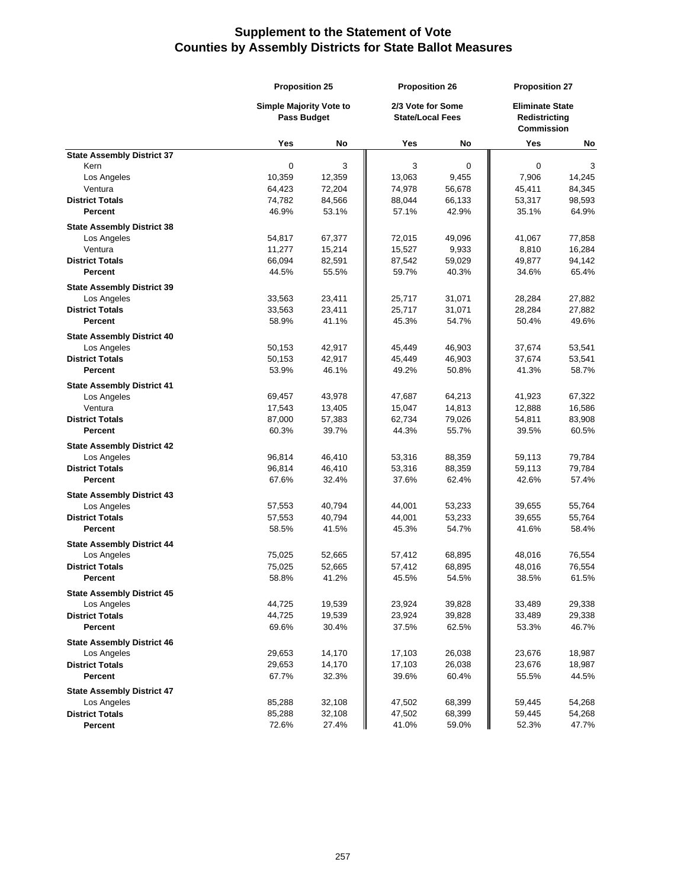# Supplement to the Statement of Vote
## Counties by Assembly Districts for State Ballot Measures

| | Proposition 25 | | Proposition 26 | | Proposition 27 | |
|---|---|---|---|---|---|---|
| | Simple Majority Vote to Pass Budget | | 2/3 Vote for Some State/Local Fees | | Eliminate State Redistricting Commission | |
| | Yes | No | Yes | No | Yes | No |
| **State Assembly District 37** | | | | | | |
| Kern | 0 | 3 | 3 | 0 | 0 | 3 |
| Los Angeles | 10,359 | 12,359 | 13,063 | 9,455 | 7,906 | 14,245 |
| Ventura | 64,423 | 72,204 | 74,978 | 56,678 | 45,411 | 84,345 |
| **District Totals** | 74,782 | 84,566 | 88,044 | 66,133 | 53,317 | 98,593 |
| **Percent** | 46.9% | 53.1% | 57.1% | 42.9% | 35.1% | 64.9% |
| **State Assembly District 38** | | | | | | |
| Los Angeles | 54,817 | 67,377 | 72,015 | 49,096 | 41,067 | 77,858 |
| Ventura | 11,277 | 15,214 | 15,527 | 9,933 | 8,810 | 16,284 |
| **District Totals** | 66,094 | 82,591 | 87,542 | 59,029 | 49,877 | 94,142 |
| **Percent** | 44.5% | 55.5% | 59.7% | 40.3% | 34.6% | 65.4% |
| **State Assembly District 39** | | | | | | |
| Los Angeles | 33,563 | 23,411 | 25,717 | 31,071 | 28,284 | 27,882 |
| **District Totals** | 33,563 | 23,411 | 25,717 | 31,071 | 28,284 | 27,882 |
| **Percent** | 58.9% | 41.1% | 45.3% | 54.7% | 50.4% | 49.6% |
| **State Assembly District 40** | | | | | | |
| Los Angeles | 50,153 | 42,917 | 45,449 | 46,903 | 37,674 | 53,541 |
| **District Totals** | 50,153 | 42,917 | 45,449 | 46,903 | 37,674 | 53,541 |
| **Percent** | 53.9% | 46.1% | 49.2% | 50.8% | 41.3% | 58.7% |
| **State Assembly District 41** | | | | | | |
| Los Angeles | 69,457 | 43,978 | 47,687 | 64,213 | 41,923 | 67,322 |
| Ventura | 17,543 | 13,405 | 15,047 | 14,813 | 12,888 | 16,586 |
| **District Totals** | 87,000 | 57,383 | 62,734 | 79,026 | 54,811 | 83,908 |
| **Percent** | 60.3% | 39.7% | 44.3% | 55.7% | 39.5% | 60.5% |
| **State Assembly District 42** | | | | | | |
| Los Angeles | 96,814 | 46,410 | 53,316 | 88,359 | 59,113 | 79,784 |
| **District Totals** | 96,814 | 46,410 | 53,316 | 88,359 | 59,113 | 79,784 |
| **Percent** | 67.6% | 32.4% | 37.6% | 62.4% | 42.6% | 57.4% |
| **State Assembly District 43** | | | | | | |
| Los Angeles | 57,553 | 40,794 | 44,001 | 53,233 | 39,655 | 55,764 |
| **District Totals** | 57,553 | 40,794 | 44,001 | 53,233 | 39,655 | 55,764 |
| **Percent** | 58.5% | 41.5% | 45.3% | 54.7% | 41.6% | 58.4% |
| **State Assembly District 44** | | | | | | |
| Los Angeles | 75,025 | 52,665 | 57,412 | 68,895 | 48,016 | 76,554 |
| **District Totals** | 75,025 | 52,665 | 57,412 | 68,895 | 48,016 | 76,554 |
| **Percent** | 58.8% | 41.2% | 45.5% | 54.5% | 38.5% | 61.5% |
| **State Assembly District 45** | | | | | | |
| Los Angeles | 44,725 | 19,539 | 23,924 | 39,828 | 33,489 | 29,338 |
| **District Totals** | 44,725 | 19,539 | 23,924 | 39,828 | 33,489 | 29,338 |
| **Percent** | 69.6% | 30.4% | 37.5% | 62.5% | 53.3% | 46.7% |
| **State Assembly District 46** | | | | | | |
| Los Angeles | 29,653 | 14,170 | 17,103 | 26,038 | 23,676 | 18,987 |
| **District Totals** | 29,653 | 14,170 | 17,103 | 26,038 | 23,676 | 18,987 |
| **Percent** | 67.7% | 32.3% | 39.6% | 60.4% | 55.5% | 44.5% |
| **State Assembly District 47** | | | | | | |
| Los Angeles | 85,288 | 32,108 | 47,502 | 68,399 | 59,445 | 54,268 |
| **District Totals** | 85,288 | 32,108 | 47,502 | 68,399 | 59,445 | 54,268 |
| **Percent** | 72.6% | 27.4% | 41.0% | 59.0% | 52.3% | 47.7% |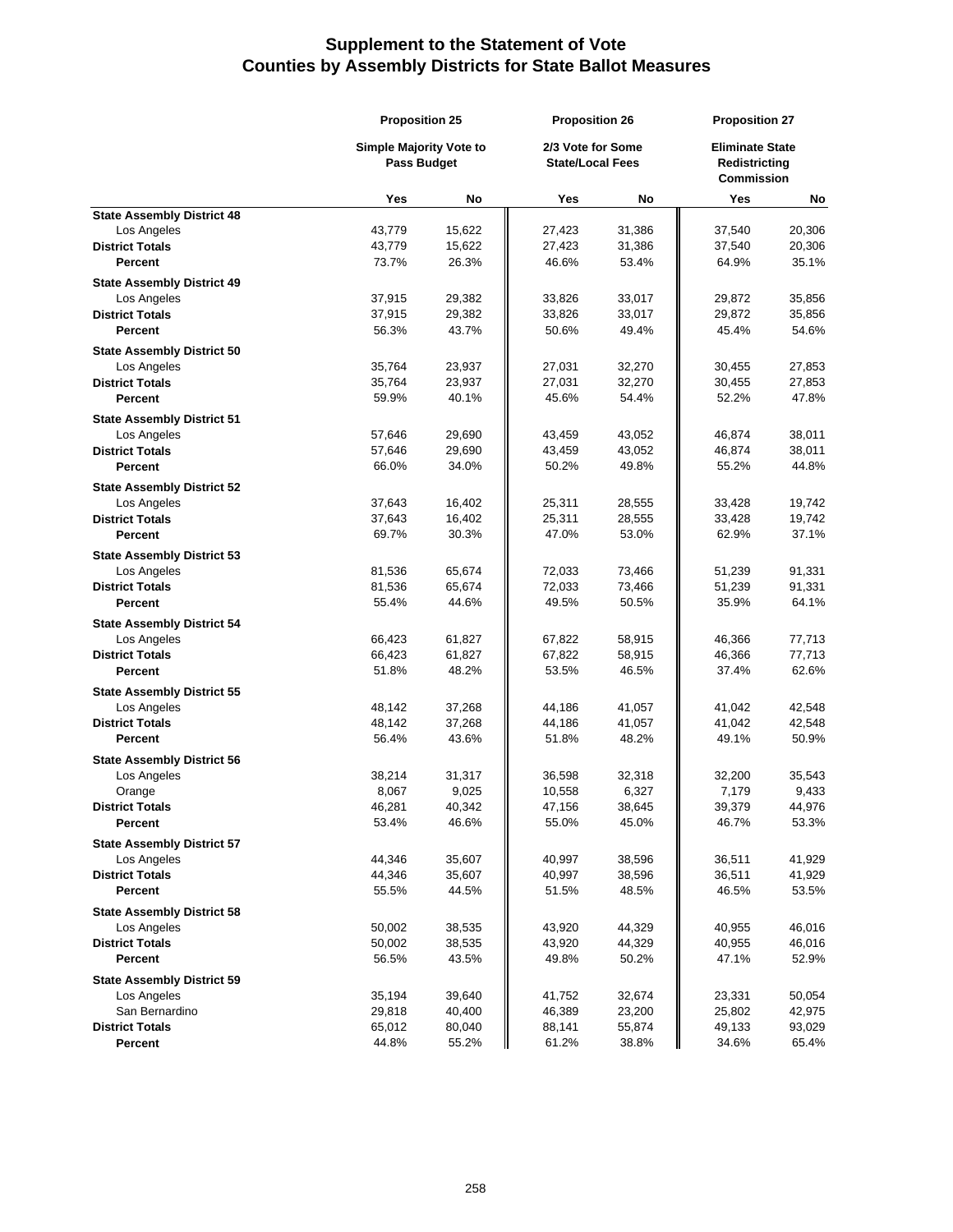# Supplement to the Statement of Vote
# Counties by Assembly Districts for State Ballot Measures

| | Proposition 25 | | Proposition 26 | | Proposition 27 | |
|---|---|---|---|---|---|---|
| | Simple Majority Vote to Pass Budget | | 2/3 Vote for Some State/Local Fees | | Eliminate State Redistricting Commission | |
| | Yes | No | Yes | No | Yes | No |
| **State Assembly District 48** | | | | | | |
| Los Angeles | 43,779 | 15,622 | 27,423 | 31,386 | 37,540 | 20,306 |
| **District Totals** | 43,779 | 15,622 | 27,423 | 31,386 | 37,540 | 20,306 |
| **Percent** | 73.7% | 26.3% | 46.6% | 53.4% | 64.9% | 35.1% |
| **State Assembly District 49** | | | | | | |
| Los Angeles | 37,915 | 29,382 | 33,826 | 33,017 | 29,872 | 35,856 |
| **District Totals** | 37,915 | 29,382 | 33,826 | 33,017 | 29,872 | 35,856 |
| **Percent** | 56.3% | 43.7% | 50.6% | 49.4% | 45.4% | 54.6% |
| **State Assembly District 50** | | | | | | |
| Los Angeles | 35,764 | 23,937 | 27,031 | 32,270 | 30,455 | 27,853 |
| **District Totals** | 35,764 | 23,937 | 27,031 | 32,270 | 30,455 | 27,853 |
| **Percent** | 59.9% | 40.1% | 45.6% | 54.4% | 52.2% | 47.8% |
| **State Assembly District 51** | | | | | | |
| Los Angeles | 57,646 | 29,690 | 43,459 | 43,052 | 46,874 | 38,011 |
| **District Totals** | 57,646 | 29,690 | 43,459 | 43,052 | 46,874 | 38,011 |
| **Percent** | 66.0% | 34.0% | 50.2% | 49.8% | 55.2% | 44.8% |
| **State Assembly District 52** | | | | | | |
| Los Angeles | 37,643 | 16,402 | 25,311 | 28,555 | 33,428 | 19,742 |
| **District Totals** | 37,643 | 16,402 | 25,311 | 28,555 | 33,428 | 19,742 |
| **Percent** | 69.7% | 30.3% | 47.0% | 53.0% | 62.9% | 37.1% |
| **State Assembly District 53** | | | | | | |
| Los Angeles | 81,536 | 65,674 | 72,033 | 73,466 | 51,239 | 91,331 |
| **District Totals** | 81,536 | 65,674 | 72,033 | 73,466 | 51,239 | 91,331 |
| **Percent** | 55.4% | 44.6% | 49.5% | 50.5% | 35.9% | 64.1% |
| **State Assembly District 54** | | | | | | |
| Los Angeles | 66,423 | 61,827 | 67,822 | 58,915 | 46,366 | 77,713 |
| **District Totals** | 66,423 | 61,827 | 67,822 | 58,915 | 46,366 | 77,713 |
| **Percent** | 51.8% | 48.2% | 53.5% | 46.5% | 37.4% | 62.6% |
| **State Assembly District 55** | | | | | | |
| Los Angeles | 48,142 | 37,268 | 44,186 | 41,057 | 41,042 | 42,548 |
| **District Totals** | 48,142 | 37,268 | 44,186 | 41,057 | 41,042 | 42,548 |
| **Percent** | 56.4% | 43.6% | 51.8% | 48.2% | 49.1% | 50.9% |
| **State Assembly District 56** | | | | | | |
| Los Angeles | 38,214 | 31,317 | 36,598 | 32,318 | 32,200 | 35,543 |
| Orange | 8,067 | 9,025 | 10,558 | 6,327 | 7,179 | 9,433 |
| **District Totals** | 46,281 | 40,342 | 47,156 | 38,645 | 39,379 | 44,976 |
| **Percent** | 53.4% | 46.6% | 55.0% | 45.0% | 46.7% | 53.3% |
| **State Assembly District 57** | | | | | | |
| Los Angeles | 44,346 | 35,607 | 40,997 | 38,596 | 36,511 | 41,929 |
| **District Totals** | 44,346 | 35,607 | 40,997 | 38,596 | 36,511 | 41,929 |
| **Percent** | 55.5% | 44.5% | 51.5% | 48.5% | 46.5% | 53.5% |
| **State Assembly District 58** | | | | | | |
| Los Angeles | 50,002 | 38,535 | 43,920 | 44,329 | 40,955 | 46,016 |
| **District Totals** | 50,002 | 38,535 | 43,920 | 44,329 | 40,955 | 46,016 |
| **Percent** | 56.5% | 43.5% | 49.8% | 50.2% | 47.1% | 52.9% |
| **State Assembly District 59** | | | | | | |
| Los Angeles | 35,194 | 39,640 | 41,752 | 32,674 | 23,331 | 50,054 |
| San Bernardino | 29,818 | 40,400 | 46,389 | 23,200 | 25,802 | 42,975 |
| **District Totals** | 65,012 | 80,040 | 88,141 | 55,874 | 49,133 | 93,029 |
| **Percent** | 44.8% | 55.2% | 61.2% | 38.8% | 34.6% | 65.4% |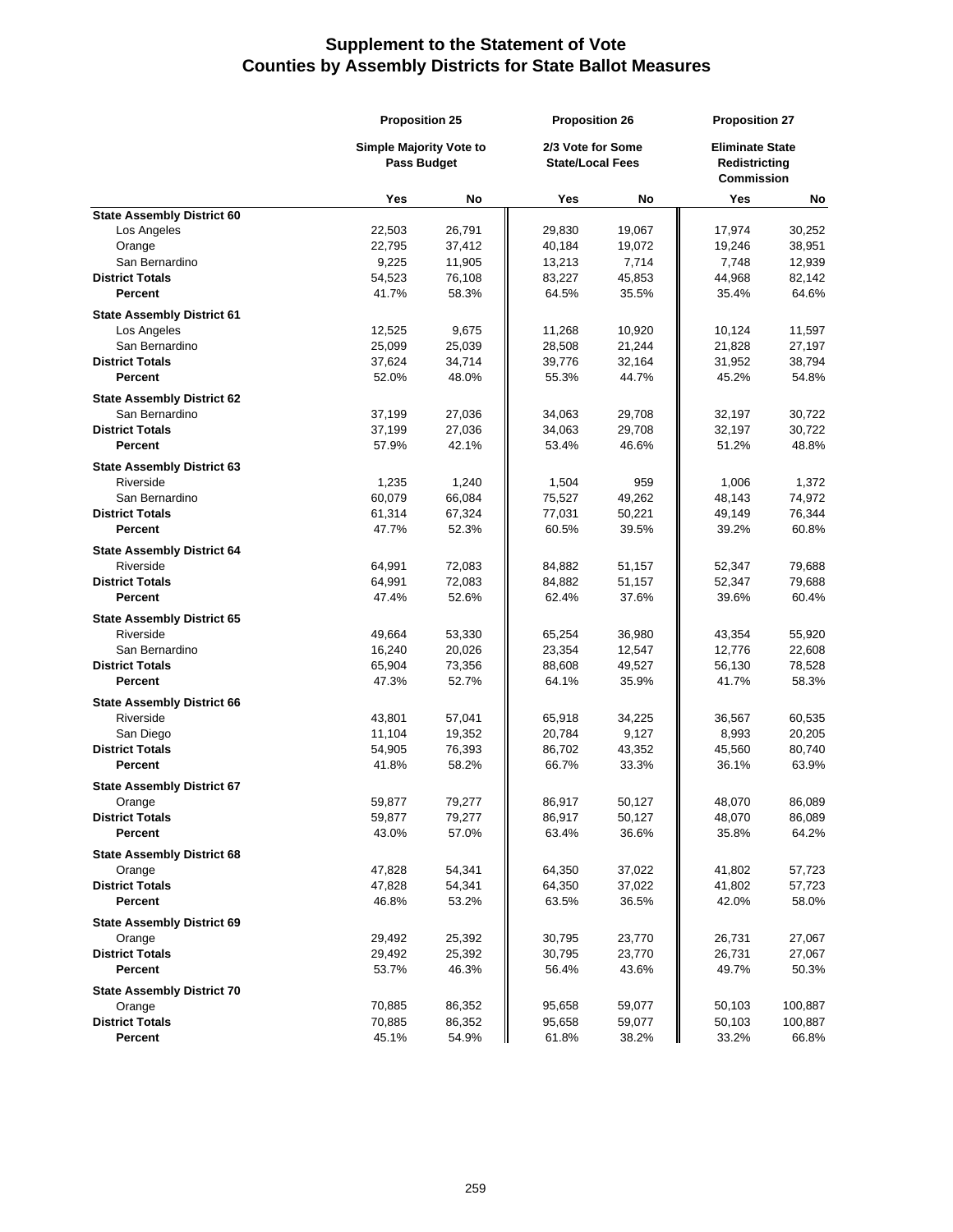# Supplement to the Statement of Vote
## Counties by Assembly Districts for State Ballot Measures

| | Proposition 25 | | Proposition 26 | | Proposition 27 | |
|---|---|---|---|---|---|---|
| | Simple Majority Vote to Pass Budget | | 2/3 Vote for Some State/Local Fees | | Eliminate State Redistricting Commission | |
| | Yes | No | Yes | No | Yes | No |
| **State Assembly District 60** | | | | | | |
| Los Angeles | 22,503 | 26,791 | 29,830 | 19,067 | 17,974 | 30,252 |
| Orange | 22,795 | 37,412 | 40,184 | 19,072 | 19,246 | 38,951 |
| San Bernardino | 9,225 | 11,905 | 13,213 | 7,714 | 7,748 | 12,939 |
| **District Totals** | 54,523 | 76,108 | 83,227 | 45,853 | 44,968 | 82,142 |
| **Percent** | 41.7% | 58.3% | 64.5% | 35.5% | 35.4% | 64.6% |
| **State Assembly District 61** | | | | | | |
| Los Angeles | 12,525 | 9,675 | 11,268 | 10,920 | 10,124 | 11,597 |
| San Bernardino | 25,099 | 25,039 | 28,508 | 21,244 | 21,828 | 27,197 |
| **District Totals** | 37,624 | 34,714 | 39,776 | 32,164 | 31,952 | 38,794 |
| **Percent** | 52.0% | 48.0% | 55.3% | 44.7% | 45.2% | 54.8% |
| **State Assembly District 62** | | | | | | |
| San Bernardino | 37,199 | 27,036 | 34,063 | 29,708 | 32,197 | 30,722 |
| **District Totals** | 37,199 | 27,036 | 34,063 | 29,708 | 32,197 | 30,722 |
| **Percent** | 57.9% | 42.1% | 53.4% | 46.6% | 51.2% | 48.8% |
| **State Assembly District 63** | | | | | | |
| Riverside | 1,235 | 1,240 | 1,504 | 959 | 1,006 | 1,372 |
| San Bernardino | 60,079 | 66,084 | 75,527 | 49,262 | 48,143 | 74,972 |
| **District Totals** | 61,314 | 67,324 | 77,031 | 50,221 | 49,149 | 76,344 |
| **Percent** | 47.7% | 52.3% | 60.5% | 39.5% | 39.2% | 60.8% |
| **State Assembly District 64** | | | | | | |
| Riverside | 64,991 | 72,083 | 84,882 | 51,157 | 52,347 | 79,688 |
| **District Totals** | 64,991 | 72,083 | 84,882 | 51,157 | 52,347 | 79,688 |
| **Percent** | 47.4% | 52.6% | 62.4% | 37.6% | 39.6% | 60.4% |
| **State Assembly District 65** | | | | | | |
| Riverside | 49,664 | 53,330 | 65,254 | 36,980 | 43,354 | 55,920 |
| San Bernardino | 16,240 | 20,026 | 23,354 | 12,547 | 12,776 | 22,608 |
| **District Totals** | 65,904 | 73,356 | 88,608 | 49,527 | 56,130 | 78,528 |
| **Percent** | 47.3% | 52.7% | 64.1% | 35.9% | 41.7% | 58.3% |
| **State Assembly District 66** | | | | | | |
| Riverside | 43,801 | 57,041 | 65,918 | 34,225 | 36,567 | 60,535 |
| San Diego | 11,104 | 19,352 | 20,784 | 9,127 | 8,993 | 20,205 |
| **District Totals** | 54,905 | 76,393 | 86,702 | 43,352 | 45,560 | 80,740 |
| **Percent** | 41.8% | 58.2% | 66.7% | 33.3% | 36.1% | 63.9% |
| **State Assembly District 67** | | | | | | |
| Orange | 59,877 | 79,277 | 86,917 | 50,127 | 48,070 | 86,089 |
| **District Totals** | 59,877 | 79,277 | 86,917 | 50,127 | 48,070 | 86,089 |
| **Percent** | 43.0% | 57.0% | 63.4% | 36.6% | 35.8% | 64.2% |
| **State Assembly District 68** | | | | | | |
| Orange | 47,828 | 54,341 | 64,350 | 37,022 | 41,802 | 57,723 |
| **District Totals** | 47,828 | 54,341 | 64,350 | 37,022 | 41,802 | 57,723 |
| **Percent** | 46.8% | 53.2% | 63.5% | 36.5% | 42.0% | 58.0% |
| **State Assembly District 69** | | | | | | |
| Orange | 29,492 | 25,392 | 30,795 | 23,770 | 26,731 | 27,067 |
| **District Totals** | 29,492 | 25,392 | 30,795 | 23,770 | 26,731 | 27,067 |
| **Percent** | 53.7% | 46.3% | 56.4% | 43.6% | 49.7% | 50.3% |
| **State Assembly District 70** | | | | | | |
| Orange | 70,885 | 86,352 | 95,658 | 59,077 | 50,103 | 100,887 |
| **District Totals** | 70,885 | 86,352 | 95,658 | 59,077 | 50,103 | 100,887 |
| **Percent** | 45.1% | 54.9% | 61.8% | 38.2% | 33.2% | 66.8% |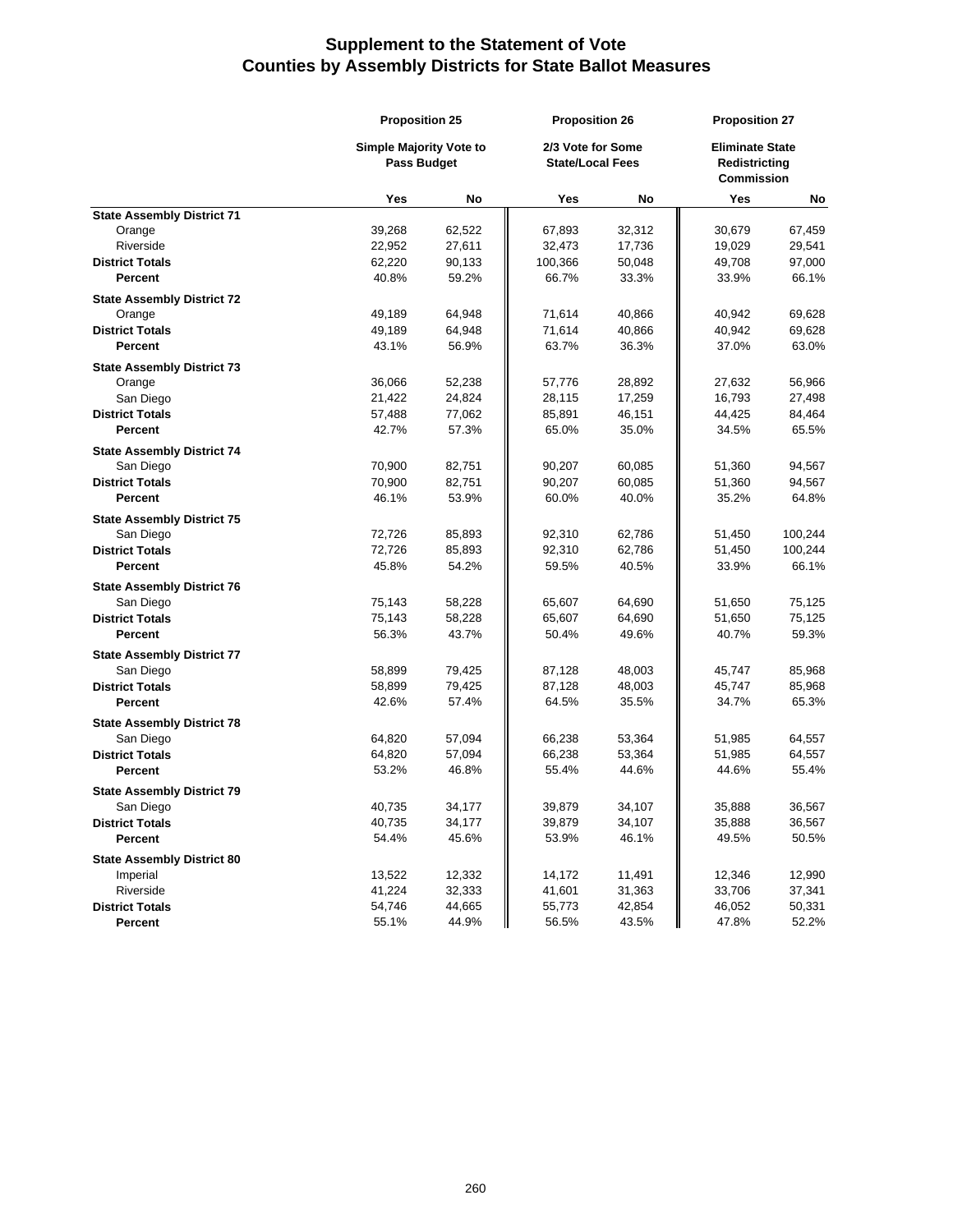# Supplement to the Statement of Vote
## Counties by Assembly Districts for State Ballot Measures

| | Proposition 25 | | Proposition 26 | | Proposition 27 | |
|---|---|---|---|---|---|---|
| | Simple Majority Vote to Pass Budget | | 2/3 Vote for Some State/Local Fees | | Eliminate State Redistricting Commission | |
| | Yes | No | Yes | No | Yes | No |
| **State Assembly District 71** | | | | | | |
| Orange | 39,268 | 62,522 | 67,893 | 32,312 | 30,679 | 67,459 |
| Riverside | 22,952 | 27,611 | 32,473 | 17,736 | 19,029 | 29,541 |
| **District Totals** | 62,220 | 90,133 | 100,366 | 50,048 | 49,708 | 97,000 |
| **Percent** | 40.8% | 59.2% | 66.7% | 33.3% | 33.9% | 66.1% |
| **State Assembly District 72** | | | | | | |
| Orange | 49,189 | 64,948 | 71,614 | 40,866 | 40,942 | 69,628 |
| **District Totals** | 49,189 | 64,948 | 71,614 | 40,866 | 40,942 | 69,628 |
| **Percent** | 43.1% | 56.9% | 63.7% | 36.3% | 37.0% | 63.0% |
| **State Assembly District 73** | | | | | | |
| Orange | 36,066 | 52,238 | 57,776 | 28,892 | 27,632 | 56,966 |
| San Diego | 21,422 | 24,824 | 28,115 | 17,259 | 16,793 | 27,498 |
| **District Totals** | 57,488 | 77,062 | 85,891 | 46,151 | 44,425 | 84,464 |
| **Percent** | 42.7% | 57.3% | 65.0% | 35.0% | 34.5% | 65.5% |
| **State Assembly District 74** | | | | | | |
| San Diego | 70,900 | 82,751 | 90,207 | 60,085 | 51,360 | 94,567 |
| **District Totals** | 70,900 | 82,751 | 90,207 | 60,085 | 51,360 | 94,567 |
| **Percent** | 46.1% | 53.9% | 60.0% | 40.0% | 35.2% | 64.8% |
| **State Assembly District 75** | | | | | | |
| San Diego | 72,726 | 85,893 | 92,310 | 62,786 | 51,450 | 100,244 |
| **District Totals** | 72,726 | 85,893 | 92,310 | 62,786 | 51,450 | 100,244 |
| **Percent** | 45.8% | 54.2% | 59.5% | 40.5% | 33.9% | 66.1% |
| **State Assembly District 76** | | | | | | |
| San Diego | 75,143 | 58,228 | 65,607 | 64,690 | 51,650 | 75,125 |
| **District Totals** | 75,143 | 58,228 | 65,607 | 64,690 | 51,650 | 75,125 |
| **Percent** | 56.3% | 43.7% | 50.4% | 49.6% | 40.7% | 59.3% |
| **State Assembly District 77** | | | | | | |
| San Diego | 58,899 | 79,425 | 87,128 | 48,003 | 45,747 | 85,968 |
| **District Totals** | 58,899 | 79,425 | 87,128 | 48,003 | 45,747 | 85,968 |
| **Percent** | 42.6% | 57.4% | 64.5% | 35.5% | 34.7% | 65.3% |
| **State Assembly District 78** | | | | | | |
| San Diego | 64,820 | 57,094 | 66,238 | 53,364 | 51,985 | 64,557 |
| **District Totals** | 64,820 | 57,094 | 66,238 | 53,364 | 51,985 | 64,557 |
| **Percent** | 53.2% | 46.8% | 55.4% | 44.6% | 44.6% | 55.4% |
| **State Assembly District 79** | | | | | | |
| San Diego | 40,735 | 34,177 | 39,879 | 34,107 | 35,888 | 36,567 |
| **District Totals** | 40,735 | 34,177 | 39,879 | 34,107 | 35,888 | 36,567 |
| **Percent** | 54.4% | 45.6% | 53.9% | 46.1% | 49.5% | 50.5% |
| **State Assembly District 80** | | | | | | |
| Imperial | 13,522 | 12,332 | 14,172 | 11,491 | 12,346 | 12,990 |
| Riverside | 41,224 | 32,333 | 41,601 | 31,363 | 33,706 | 37,341 |
| **District Totals** | 54,746 | 44,665 | 55,773 | 42,854 | 46,052 | 50,331 |
| **Percent** | 55.1% | 44.9% | 56.5% | 43.5% | 47.8% | 52.2% |